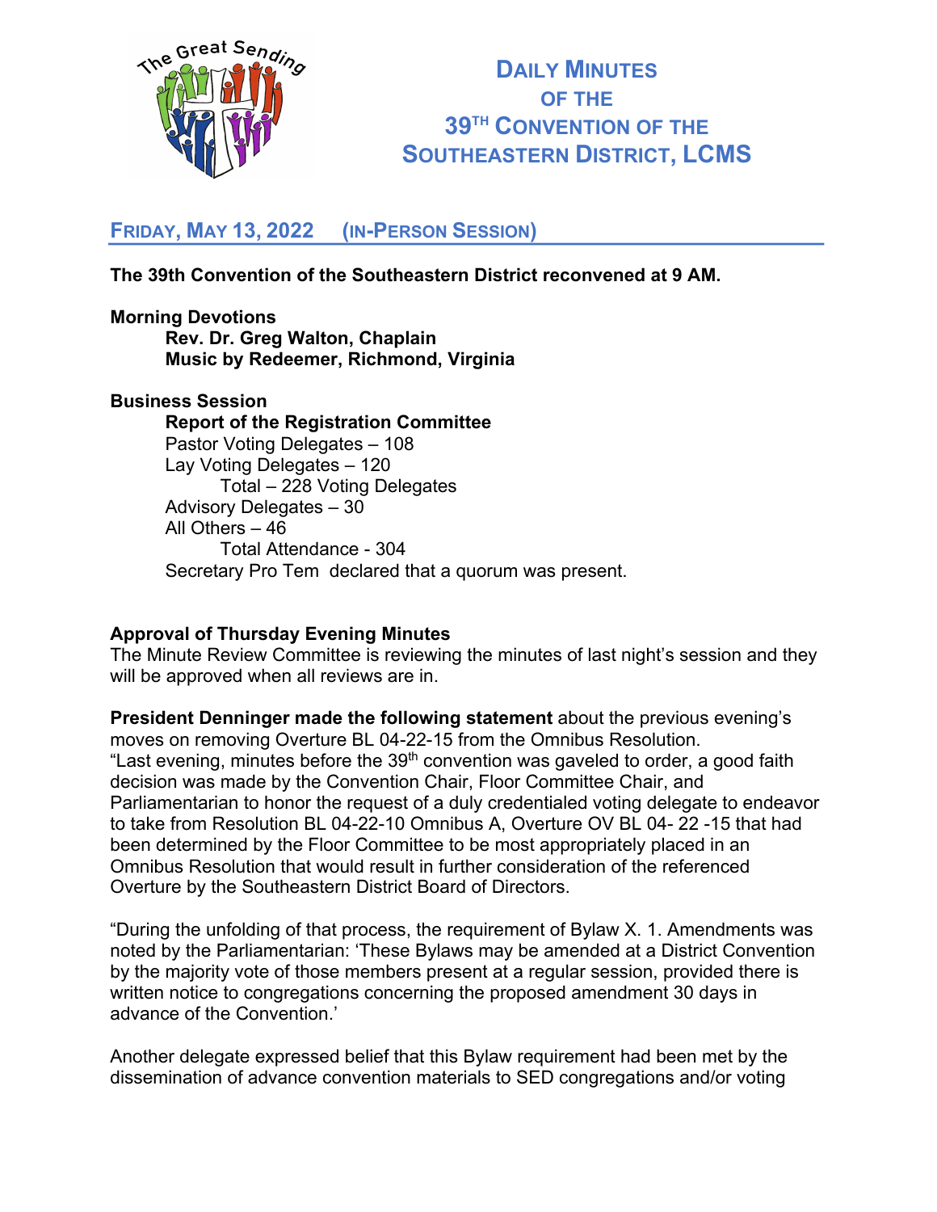# Daily Minutes of the 39th Convention of the Southeastern District, LCMS

## Friday, May 13, 2022 (In-Person Session)

**The 39th Convention of the Southeastern District reconvened at 9 AM.**

**Morning Devotions**

**Rev. Dr. Greg Walton, Chaplain**
**Music by Redeemer, Richmond, Virginia**

**Business Session**

**Report of the Registration Committee**
Pastor Voting Delegates – 108
Lay Voting Delegates – 120
Total – 228 Voting Delegates
Advisory Delegates – 30
All Others – 46
Total Attendance - 304
Secretary Pro Tem declared that a quorum was present.

**Approval of Thursday Evening Minutes**
The Minute Review Committee is reviewing the minutes of last night's session and they will be approved when all reviews are in.

**President Denninger made the following statement** about the previous evening's moves on removing Overture BL 04-22-15 from the Omnibus Resolution.
"Last evening, minutes before the 39th convention was gaveled to order, a good faith decision was made by the Convention Chair, Floor Committee Chair, and Parliamentarian to honor the request of a duly credentialed voting delegate to endeavor to take from Resolution BL 04-22-10 Omnibus A, Overture OV BL 04- 22 -15 that had been determined by the Floor Committee to be most appropriately placed in an Omnibus Resolution that would result in further consideration of the referenced Overture by the Southeastern District Board of Directors.

"During the unfolding of that process, the requirement of Bylaw X. 1. Amendments was noted by the Parliamentarian: 'These Bylaws may be amended at a District Convention by the majority vote of those members present at a regular session, provided there is written notice to congregations concerning the proposed amendment 30 days in advance of the Convention.'

Another delegate expressed belief that this Bylaw requirement had been met by the dissemination of advance convention materials to SED congregations and/or voting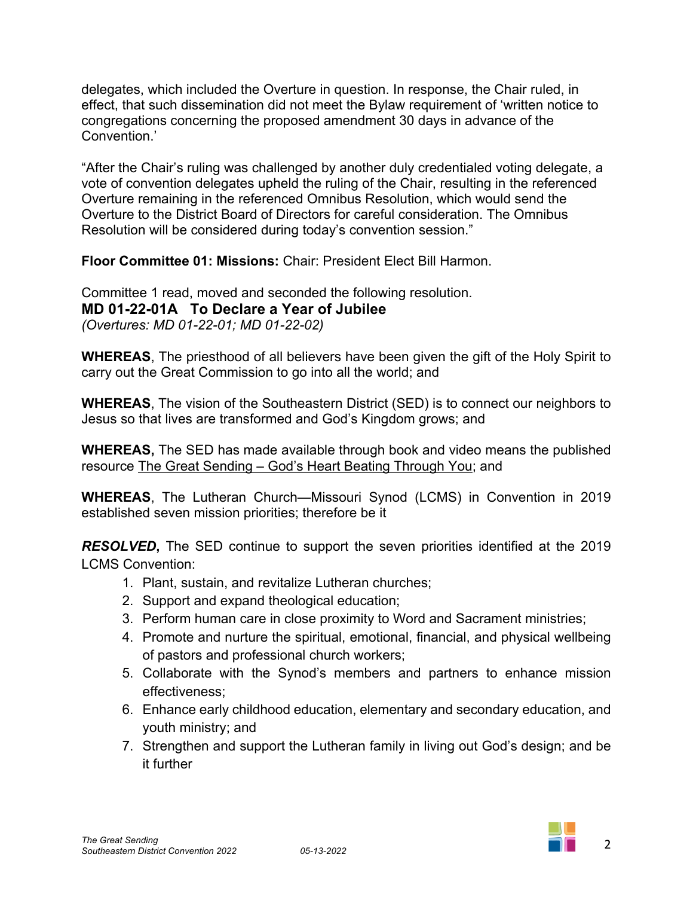delegates, which included the Overture in question. In response, the Chair ruled, in effect, that such dissemination did not meet the Bylaw requirement of 'written notice to congregations concerning the proposed amendment 30 days in advance of the Convention.'

"After the Chair's ruling was challenged by another duly credentialed voting delegate, a vote of convention delegates upheld the ruling of the Chair, resulting in the referenced Overture remaining in the referenced Omnibus Resolution, which would send the Overture to the District Board of Directors for careful consideration. The Omnibus Resolution will be considered during today's convention session."

**Floor Committee 01: Missions:** Chair: President Elect Bill Harmon.

Committee 1 read, moved and seconded the following resolution.

**MD 01-22-01A To Declare a Year of Jubilee**

*(Overtures: MD 01-22-01; MD 01-22-02)*

**WHEREAS**, The priesthood of all believers have been given the gift of the Holy Spirit to carry out the Great Commission to go into all the world; and

**WHEREAS**, The vision of the Southeastern District (SED) is to connect our neighbors to Jesus so that lives are transformed and God's Kingdom grows; and

**WHEREAS,** The SED has made available through book and video means the published resource The Great Sending – God's Heart Beating Through You; and

**WHEREAS**, The Lutheran Church—Missouri Synod (LCMS) in Convention in 2019 established seven mission priorities; therefore be it

***RESOLVED*,** The SED continue to support the seven priorities identified at the 2019 LCMS Convention:

1. Plant, sustain, and revitalize Lutheran churches;
2. Support and expand theological education;
3. Perform human care in close proximity to Word and Sacrament ministries;
4. Promote and nurture the spiritual, emotional, financial, and physical wellbeing of pastors and professional church workers;
5. Collaborate with the Synod's members and partners to enhance mission effectiveness;
6. Enhance early childhood education, elementary and secondary education, and youth ministry; and
7. Strengthen and support the Lutheran family in living out God's design; and be it further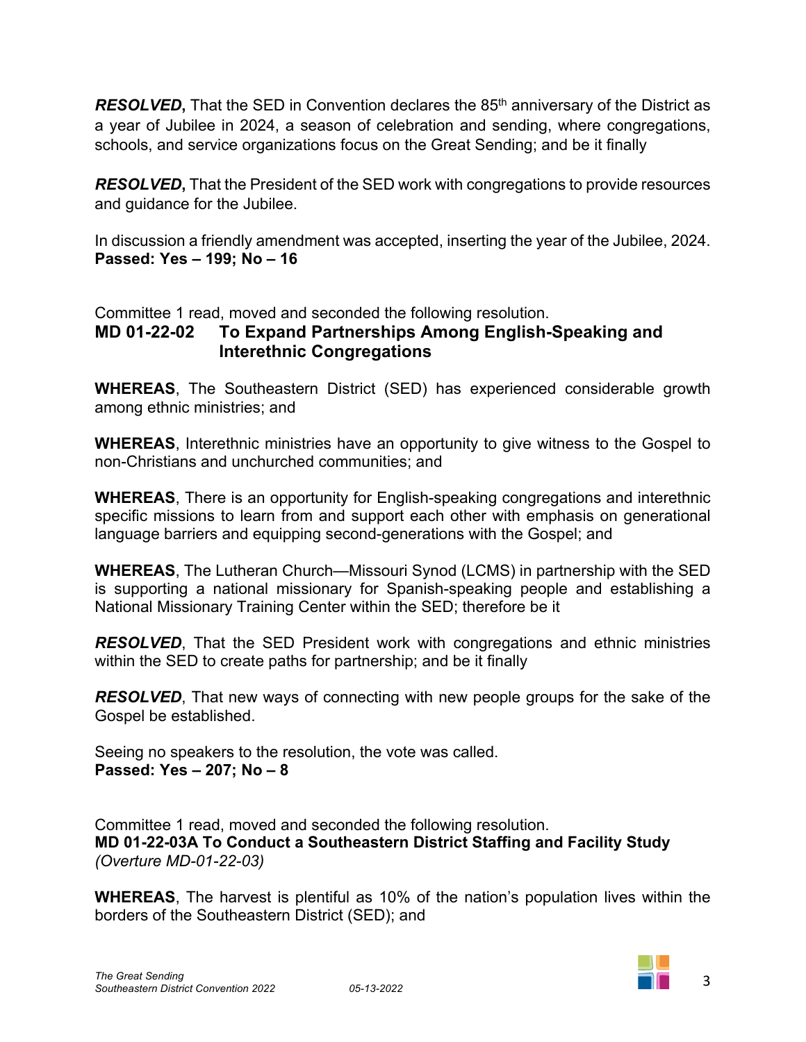***RESOLVED*,** That the SED in Convention declares the 85th anniversary of the District as a year of Jubilee in 2024, a season of celebration and sending, where congregations, schools, and service organizations focus on the Great Sending; and be it finally

***RESOLVED*,** That the President of the SED work with congregations to provide resources and guidance for the Jubilee.

In discussion a friendly amendment was accepted, inserting the year of the Jubilee, 2024.
**Passed: Yes – 199; No – 16**

Committee 1 read, moved and seconded the following resolution.

**MD 01-22-02 To Expand Partnerships Among English-Speaking and Interethnic Congregations**

**WHEREAS**, The Southeastern District (SED) has experienced considerable growth among ethnic ministries; and

**WHEREAS**, Interethnic ministries have an opportunity to give witness to the Gospel to non-Christians and unchurched communities; and

**WHEREAS**, There is an opportunity for English-speaking congregations and interethnic specific missions to learn from and support each other with emphasis on generational language barriers and equipping second-generations with the Gospel; and

**WHEREAS**, The Lutheran Church—Missouri Synod (LCMS) in partnership with the SED is supporting a national missionary for Spanish-speaking people and establishing a National Missionary Training Center within the SED; therefore be it

***RESOLVED***, That the SED President work with congregations and ethnic ministries within the SED to create paths for partnership; and be it finally

***RESOLVED***, That new ways of connecting with new people groups for the sake of the Gospel be established.

Seeing no speakers to the resolution, the vote was called.
**Passed: Yes – 207; No – 8**

Committee 1 read, moved and seconded the following resolution.

**MD 01-22-03A To Conduct a Southeastern District Staffing and Facility Study**
*(Overture MD-01-22-03)*

**WHEREAS**, The harvest is plentiful as 10% of the nation's population lives within the borders of the Southeastern District (SED); and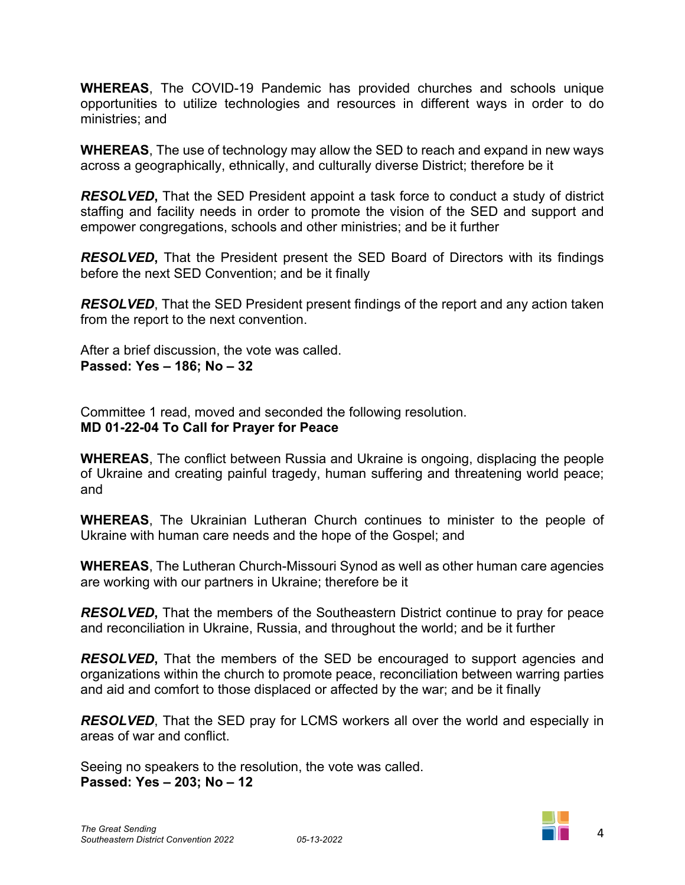**WHEREAS**, The COVID-19 Pandemic has provided churches and schools unique opportunities to utilize technologies and resources in different ways in order to do ministries; and

**WHEREAS**, The use of technology may allow the SED to reach and expand in new ways across a geographically, ethnically, and culturally diverse District; therefore be it

***RESOLVED*,** That the SED President appoint a task force to conduct a study of district staffing and facility needs in order to promote the vision of the SED and support and empower congregations, schools and other ministries; and be it further

***RESOLVED*,** That the President present the SED Board of Directors with its findings before the next SED Convention; and be it finally

***RESOLVED***, That the SED President present findings of the report and any action taken from the report to the next convention.

After a brief discussion, the vote was called.
**Passed: Yes – 186; No – 32**

Committee 1 read, moved and seconded the following resolution.
**MD 01-22-04 To Call for Prayer for Peace**

**WHEREAS**, The conflict between Russia and Ukraine is ongoing, displacing the people of Ukraine and creating painful tragedy, human suffering and threatening world peace; and

**WHEREAS**, The Ukrainian Lutheran Church continues to minister to the people of Ukraine with human care needs and the hope of the Gospel; and

**WHEREAS**, The Lutheran Church-Missouri Synod as well as other human care agencies are working with our partners in Ukraine; therefore be it

***RESOLVED*,** That the members of the Southeastern District continue to pray for peace and reconciliation in Ukraine, Russia, and throughout the world; and be it further

***RESOLVED*,** That the members of the SED be encouraged to support agencies and organizations within the church to promote peace, reconciliation between warring parties and aid and comfort to those displaced or affected by the war; and be it finally

***RESOLVED***, That the SED pray for LCMS workers all over the world and especially in areas of war and conflict.

Seeing no speakers to the resolution, the vote was called.
**Passed: Yes – 203; No – 12**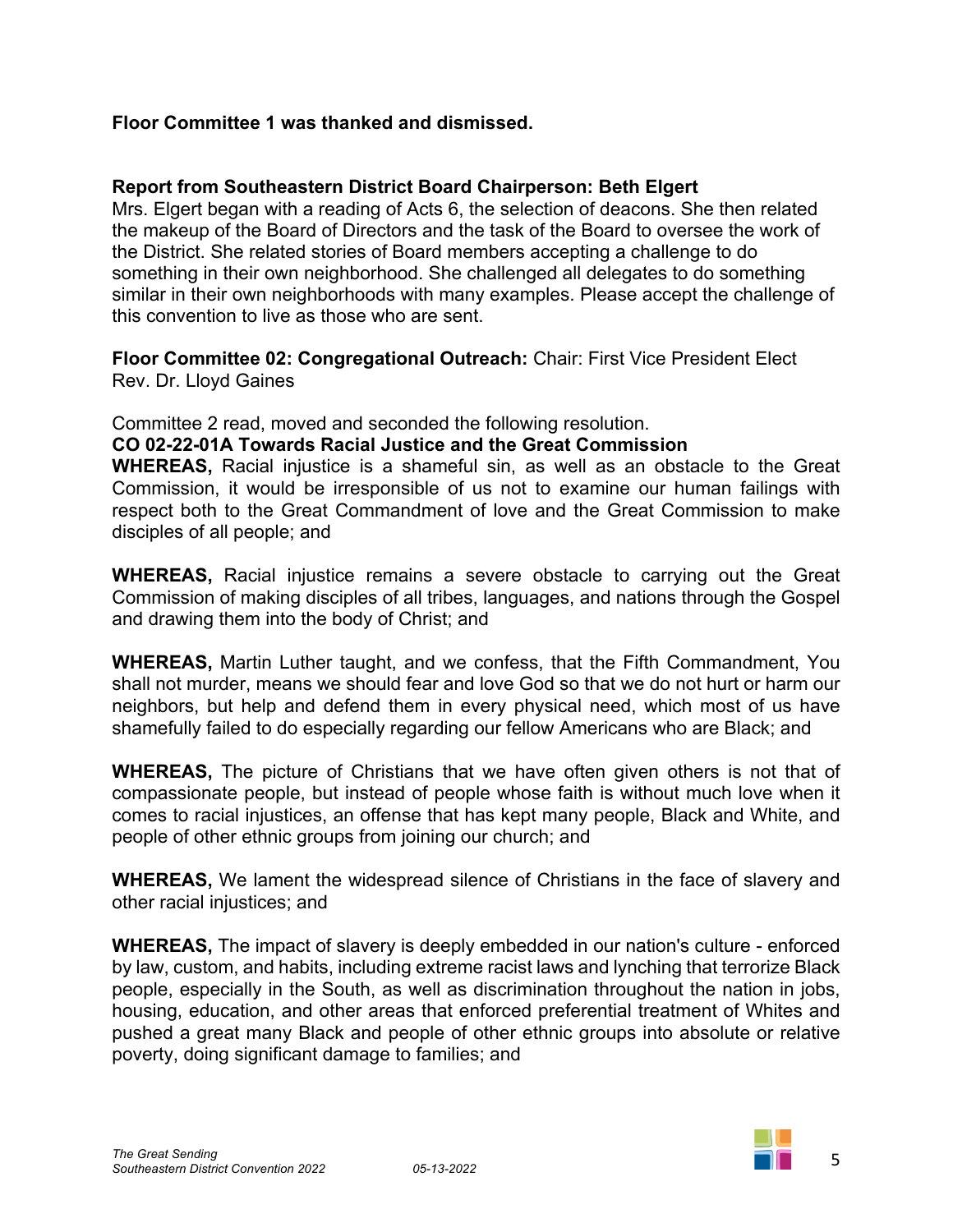**Floor Committee 1 was thanked and dismissed.**

**Report from Southeastern District Board Chairperson: Beth Elgert**
Mrs. Elgert began with a reading of Acts 6, the selection of deacons. She then related the makeup of the Board of Directors and the task of the Board to oversee the work of the District. She related stories of Board members accepting a challenge to do something in their own neighborhood. She challenged all delegates to do something similar in their own neighborhoods with many examples. Please accept the challenge of this convention to live as those who are sent.

**Floor Committee 02: Congregational Outreach:** Chair: First Vice President Elect Rev. Dr. Lloyd Gaines

Committee 2 read, moved and seconded the following resolution.

**CO 02-22-01A Towards Racial Justice and the Great Commission**

**WHEREAS,** Racial injustice is a shameful sin, as well as an obstacle to the Great Commission, it would be irresponsible of us not to examine our human failings with respect both to the Great Commandment of love and the Great Commission to make disciples of all people; and

**WHEREAS,** Racial injustice remains a severe obstacle to carrying out the Great Commission of making disciples of all tribes, languages, and nations through the Gospel and drawing them into the body of Christ; and

**WHEREAS,** Martin Luther taught, and we confess, that the Fifth Commandment, You shall not murder, means we should fear and love God so that we do not hurt or harm our neighbors, but help and defend them in every physical need, which most of us have shamefully failed to do especially regarding our fellow Americans who are Black; and

**WHEREAS,** The picture of Christians that we have often given others is not that of compassionate people, but instead of people whose faith is without much love when it comes to racial injustices, an offense that has kept many people, Black and White, and people of other ethnic groups from joining our church; and

**WHEREAS,** We lament the widespread silence of Christians in the face of slavery and other racial injustices; and

**WHEREAS,** The impact of slavery is deeply embedded in our nation's culture - enforced by law, custom, and habits, including extreme racist laws and lynching that terrorize Black people, especially in the South, as well as discrimination throughout the nation in jobs, housing, education, and other areas that enforced preferential treatment of Whites and pushed a great many Black and people of other ethnic groups into absolute or relative poverty, doing significant damage to families; and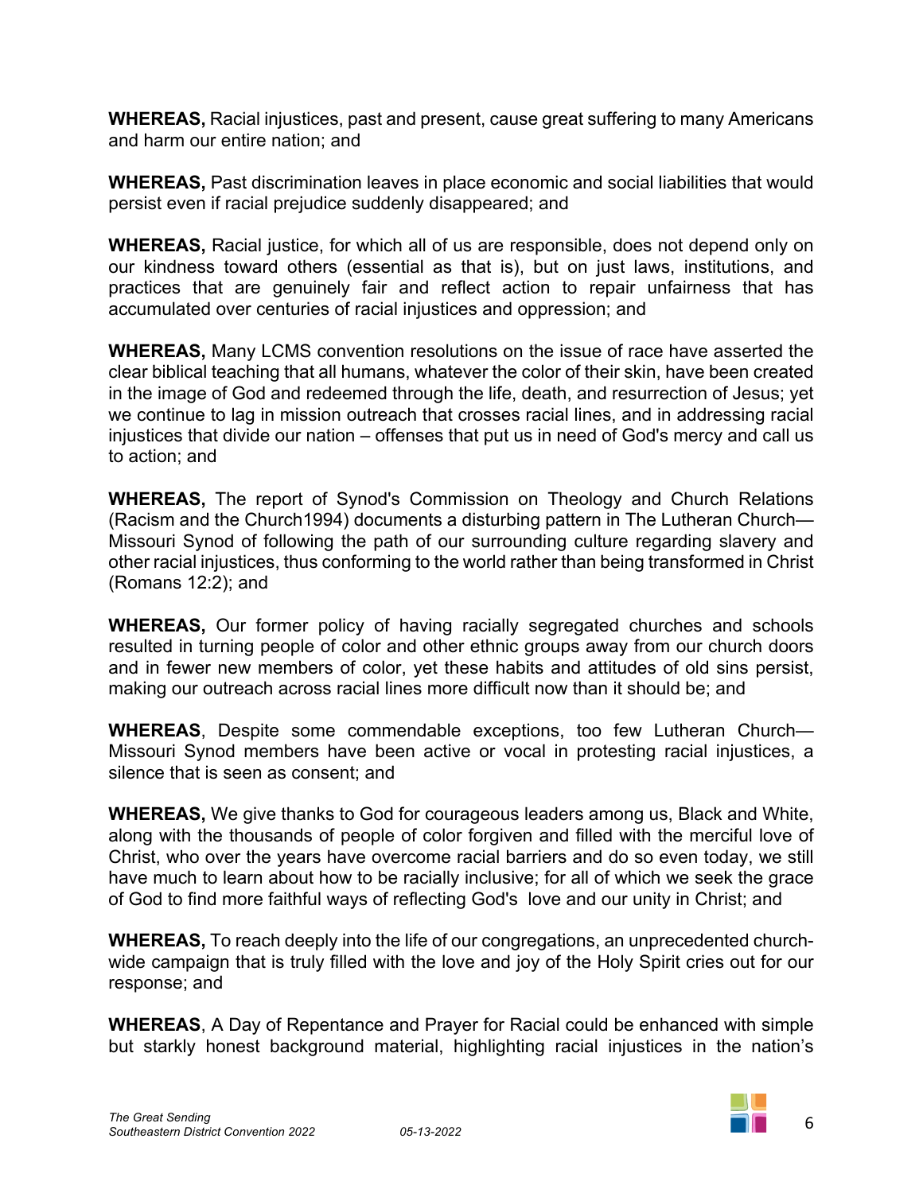**WHEREAS,** Racial injustices, past and present, cause great suffering to many Americans and harm our entire nation; and

**WHEREAS,** Past discrimination leaves in place economic and social liabilities that would persist even if racial prejudice suddenly disappeared; and

**WHEREAS,** Racial justice, for which all of us are responsible, does not depend only on our kindness toward others (essential as that is), but on just laws, institutions, and practices that are genuinely fair and reflect action to repair unfairness that has accumulated over centuries of racial injustices and oppression; and

**WHEREAS,** Many LCMS convention resolutions on the issue of race have asserted the clear biblical teaching that all humans, whatever the color of their skin, have been created in the image of God and redeemed through the life, death, and resurrection of Jesus; yet we continue to lag in mission outreach that crosses racial lines, and in addressing racial injustices that divide our nation – offenses that put us in need of God's mercy and call us to action; and

**WHEREAS,** The report of Synod's Commission on Theology and Church Relations (Racism and the Church1994) documents a disturbing pattern in The Lutheran Church—Missouri Synod of following the path of our surrounding culture regarding slavery and other racial injustices, thus conforming to the world rather than being transformed in Christ (Romans 12:2); and

**WHEREAS,** Our former policy of having racially segregated churches and schools resulted in turning people of color and other ethnic groups away from our church doors and in fewer new members of color, yet these habits and attitudes of old sins persist, making our outreach across racial lines more difficult now than it should be; and

**WHEREAS**, Despite some commendable exceptions, too few Lutheran Church—Missouri Synod members have been active or vocal in protesting racial injustices, a silence that is seen as consent; and

**WHEREAS,** We give thanks to God for courageous leaders among us, Black and White, along with the thousands of people of color forgiven and filled with the merciful love of Christ, who over the years have overcome racial barriers and do so even today, we still have much to learn about how to be racially inclusive; for all of which we seek the grace of God to find more faithful ways of reflecting God's love and our unity in Christ; and

**WHEREAS,** To reach deeply into the life of our congregations, an unprecedented church-wide campaign that is truly filled with the love and joy of the Holy Spirit cries out for our response; and

**WHEREAS**, A Day of Repentance and Prayer for Racial could be enhanced with simple but starkly honest background material, highlighting racial injustices in the nation's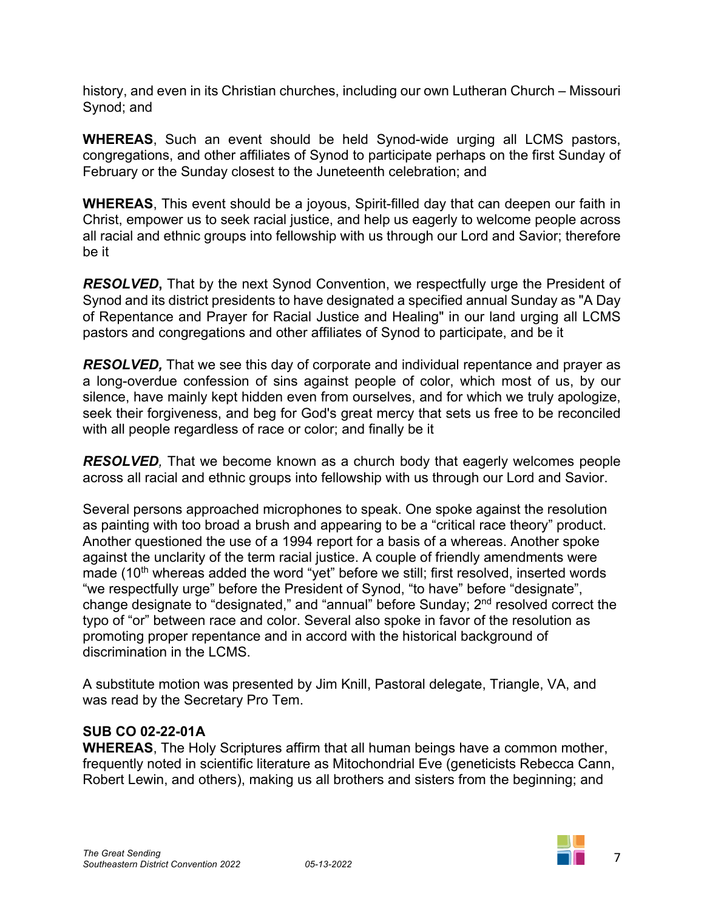history, and even in its Christian churches, including our own Lutheran Church – Missouri Synod; and

**WHEREAS**, Such an event should be held Synod-wide urging all LCMS pastors, congregations, and other affiliates of Synod to participate perhaps on the first Sunday of February or the Sunday closest to the Juneteenth celebration; and

**WHEREAS**, This event should be a joyous, Spirit-filled day that can deepen our faith in Christ, empower us to seek racial justice, and help us eagerly to welcome people across all racial and ethnic groups into fellowship with us through our Lord and Savior; therefore be it

***RESOLVED*****,** That by the next Synod Convention, we respectfully urge the President of Synod and its district presidents to have designated a specified annual Sunday as "A Day of Repentance and Prayer for Racial Justice and Healing" in our land urging all LCMS pastors and congregations and other affiliates of Synod to participate, and be it

***RESOLVED,*** That we see this day of corporate and individual repentance and prayer as a long-overdue confession of sins against people of color, which most of us, by our silence, have mainly kept hidden even from ourselves, and for which we truly apologize, seek their forgiveness, and beg for God's great mercy that sets us free to be reconciled with all people regardless of race or color; and finally be it

***RESOLVED****,* That we become known as a church body that eagerly welcomes people across all racial and ethnic groups into fellowship with us through our Lord and Savior.

Several persons approached microphones to speak. One spoke against the resolution as painting with too broad a brush and appearing to be a "critical race theory" product. Another questioned the use of a 1994 report for a basis of a whereas. Another spoke against the unclarity of the term racial justice. A couple of friendly amendments were made (10th whereas added the word "yet" before we still; first resolved, inserted words "we respectfully urge" before the President of Synod, "to have" before "designate", change designate to "designated," and "annual" before Sunday; 2nd resolved correct the typo of "or" between race and color. Several also spoke in favor of the resolution as promoting proper repentance and in accord with the historical background of discrimination in the LCMS.

A substitute motion was presented by Jim Knill, Pastoral delegate, Triangle, VA, and was read by the Secretary Pro Tem.

**SUB CO 02-22-01A**

**WHEREAS**, The Holy Scriptures affirm that all human beings have a common mother, frequently noted in scientific literature as Mitochondrial Eve (geneticists Rebecca Cann, Robert Lewin, and others), making us all brothers and sisters from the beginning; and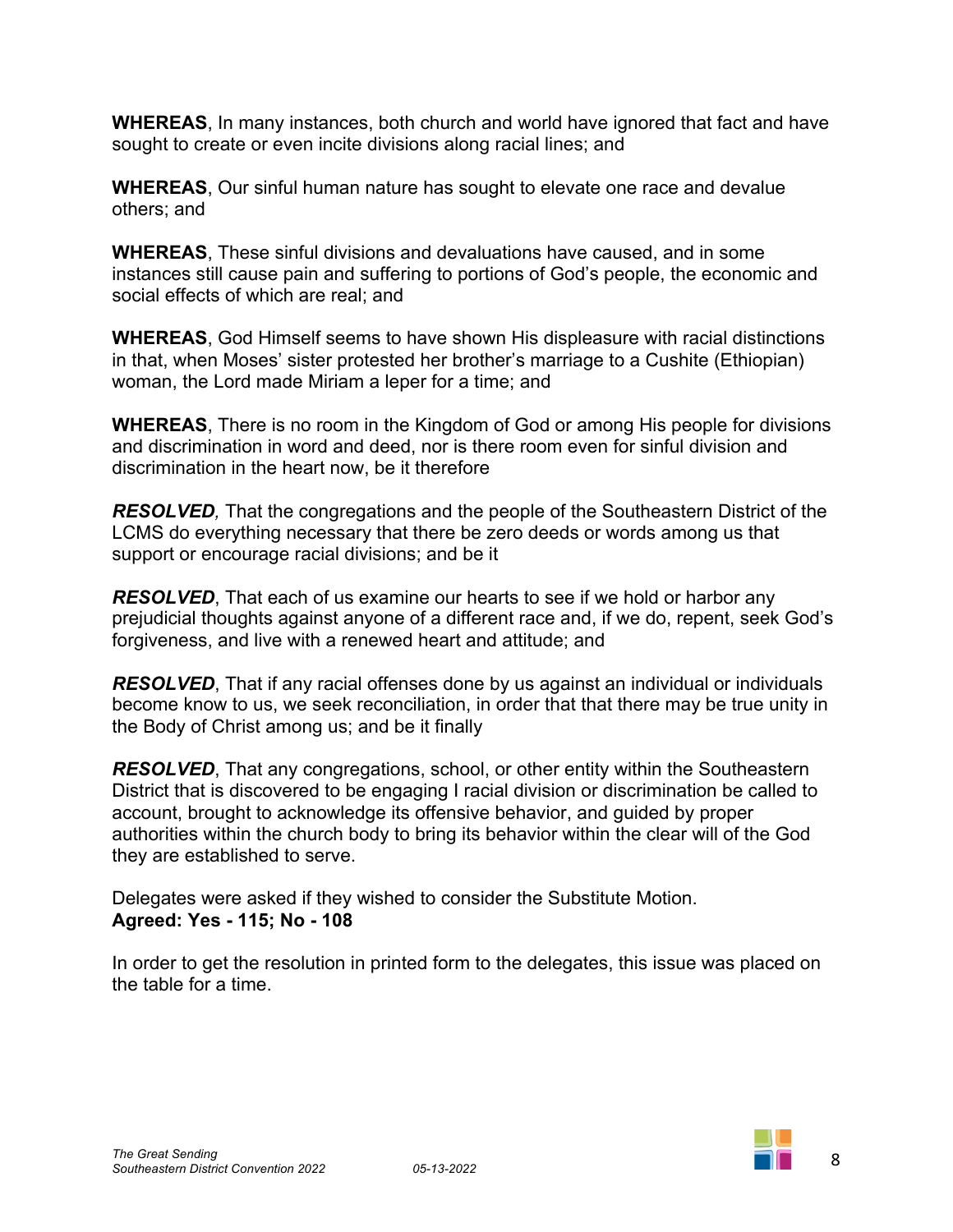**WHEREAS**, In many instances, both church and world have ignored that fact and have sought to create or even incite divisions along racial lines; and

**WHEREAS**, Our sinful human nature has sought to elevate one race and devalue others; and

**WHEREAS**, These sinful divisions and devaluations have caused, and in some instances still cause pain and suffering to portions of God's people, the economic and social effects of which are real; and

**WHEREAS**, God Himself seems to have shown His displeasure with racial distinctions in that, when Moses' sister protested her brother's marriage to a Cushite (Ethiopian) woman, the Lord made Miriam a leper for a time; and

**WHEREAS**, There is no room in the Kingdom of God or among His people for divisions and discrimination in word and deed, nor is there room even for sinful division and discrimination in the heart now, be it therefore

***RESOLVED**,* That the congregations and the people of the Southeastern District of the LCMS do everything necessary that there be zero deeds or words among us that support or encourage racial divisions; and be it

***RESOLVED***, That each of us examine our hearts to see if we hold or harbor any prejudicial thoughts against anyone of a different race and, if we do, repent, seek God's forgiveness, and live with a renewed heart and attitude; and

***RESOLVED***, That if any racial offenses done by us against an individual or individuals become know to us, we seek reconciliation, in order that that there may be true unity in the Body of Christ among us; and be it finally

***RESOLVED***, That any congregations, school, or other entity within the Southeastern District that is discovered to be engaging I racial division or discrimination be called to account, brought to acknowledge its offensive behavior, and guided by proper authorities within the church body to bring its behavior within the clear will of the God they are established to serve.

Delegates were asked if they wished to consider the Substitute Motion.
**Agreed: Yes - 115; No - 108**

In order to get the resolution in printed form to the delegates, this issue was placed on the table for a time.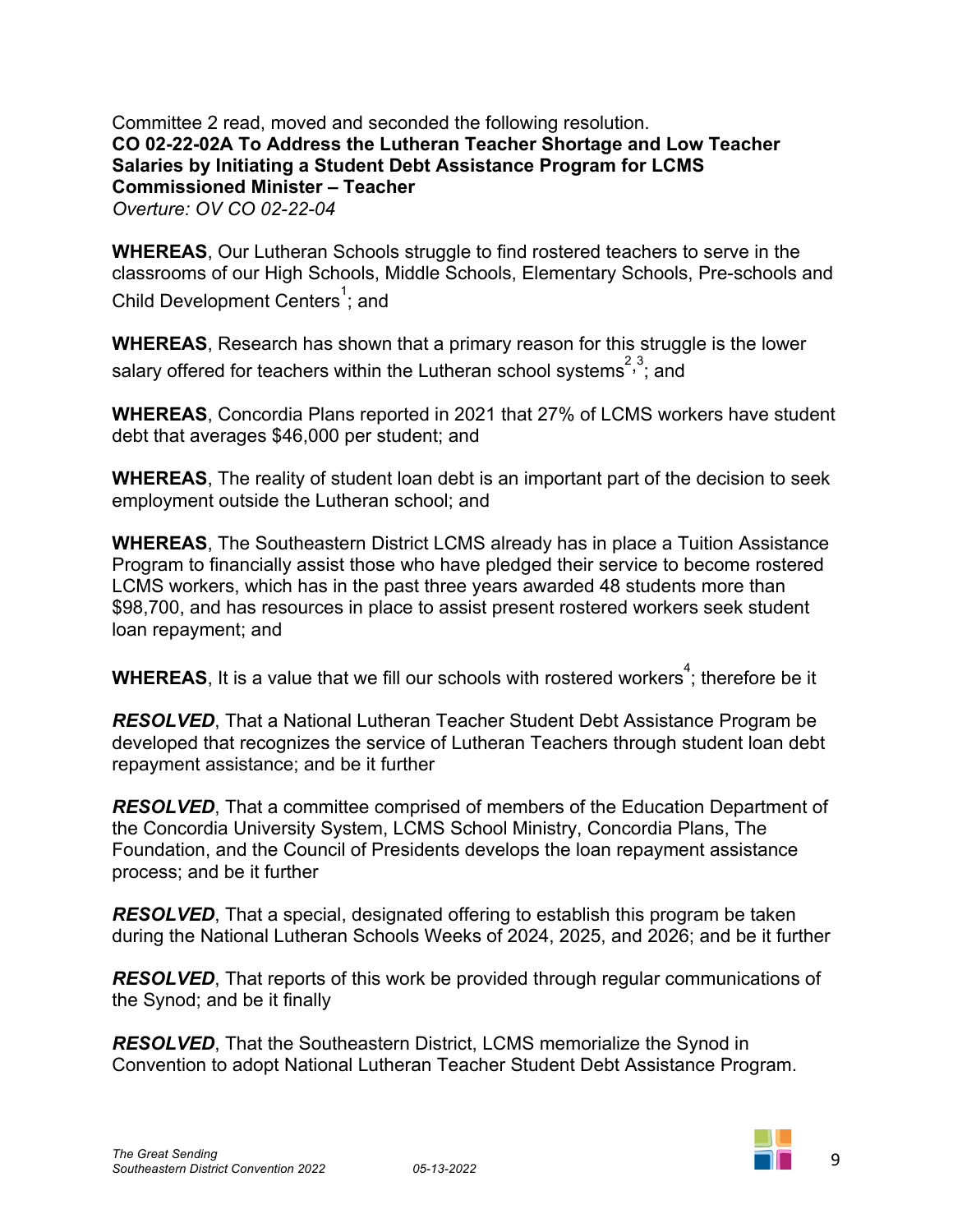Committee 2 read, moved and seconded the following resolution.

**CO 02-22-02A To Address the Lutheran Teacher Shortage and Low Teacher Salaries by Initiating a Student Debt Assistance Program for LCMS Commissioned Minister – Teacher**

*Overture: OV CO 02-22-04*

**WHEREAS**, Our Lutheran Schools struggle to find rostered teachers to serve in the classrooms of our High Schools, Middle Schools, Elementary Schools, Pre-schools and Child Development Centers[1]; and

**WHEREAS**, Research has shown that a primary reason for this struggle is the lower salary offered for teachers within the Lutheran school systems[2,3]; and

**WHEREAS**, Concordia Plans reported in 2021 that 27% of LCMS workers have student debt that averages $46,000 per student; and

**WHEREAS**, The reality of student loan debt is an important part of the decision to seek employment outside the Lutheran school; and

**WHEREAS**, The Southeastern District LCMS already has in place a Tuition Assistance Program to financially assist those who have pledged their service to become rostered LCMS workers, which has in the past three years awarded 48 students more than $98,700, and has resources in place to assist present rostered workers seek student loan repayment; and

**WHEREAS**, It is a value that we fill our schools with rostered workers[4]; therefore be it

***RESOLVED***, That a National Lutheran Teacher Student Debt Assistance Program be developed that recognizes the service of Lutheran Teachers through student loan debt repayment assistance; and be it further

***RESOLVED***, That a committee comprised of members of the Education Department of the Concordia University System, LCMS School Ministry, Concordia Plans, The Foundation, and the Council of Presidents develops the loan repayment assistance process; and be it further

***RESOLVED***, That a special, designated offering to establish this program be taken during the National Lutheran Schools Weeks of 2024, 2025, and 2026; and be it further

***RESOLVED***, That reports of this work be provided through regular communications of the Synod; and be it finally

***RESOLVED***, That the Southeastern District, LCMS memorialize the Synod in Convention to adopt National Lutheran Teacher Student Debt Assistance Program.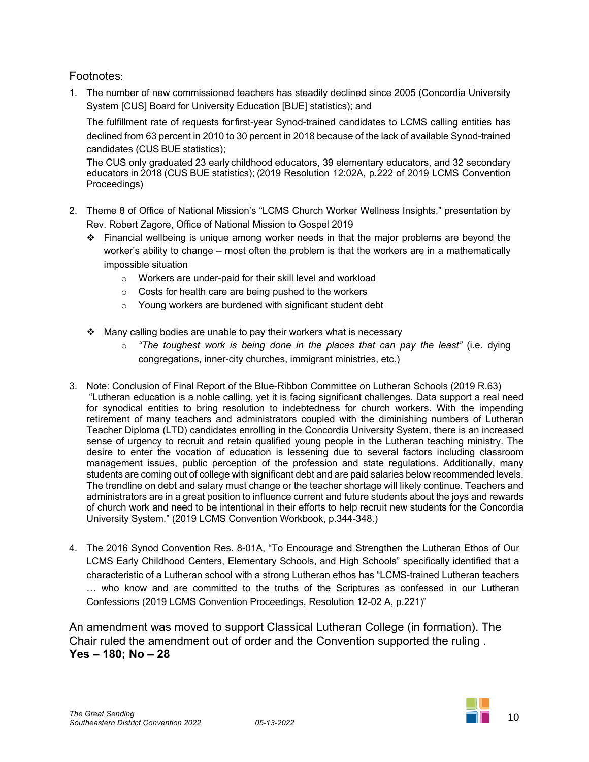Footnotes:

1. The number of new commissioned teachers has steadily declined since 2005 (Concordia University System [CUS] Board for University Education [BUE] statistics); and

   The fulfillment rate of requests for first-year Synod-trained candidates to LCMS calling entities has declined from 63 percent in 2010 to 30 percent in 2018 because of the lack of available Synod-trained candidates (CUS BUE statistics);

   The CUS only graduated 23 early childhood educators, 39 elementary educators, and 32 secondary educators in 2018 (CUS BUE statistics); (2019 Resolution 12:02A, p.222 of 2019 LCMS Convention Proceedings)

2. Theme 8 of Office of National Mission's "LCMS Church Worker Wellness Insights," presentation by Rev. Robert Zagore, Office of National Mission to Gospel 2019
   - ❖ Financial wellbeing is unique among worker needs in that the major problems are beyond the worker's ability to change – most often the problem is that the workers are in a mathematically impossible situation
     - Workers are under-paid for their skill level and workload
     - Costs for health care are being pushed to the workers
     - Young workers are burdened with significant student debt
   - ❖ Many calling bodies are unable to pay their workers what is necessary
     - *"The toughest work is being done in the places that can pay the least"* (i.e. dying congregations, inner-city churches, immigrant ministries, etc.)

3. Note: Conclusion of Final Report of the Blue-Ribbon Committee on Lutheran Schools (2019 R.63) "Lutheran education is a noble calling, yet it is facing significant challenges. Data support a real need for synodical entities to bring resolution to indebtedness for church workers. With the impending retirement of many teachers and administrators coupled with the diminishing numbers of Lutheran Teacher Diploma (LTD) candidates enrolling in the Concordia University System, there is an increased sense of urgency to recruit and retain qualified young people in the Lutheran teaching ministry. The desire to enter the vocation of education is lessening due to several factors including classroom management issues, public perception of the profession and state regulations. Additionally, many students are coming out of college with significant debt and are paid salaries below recommended levels. The trendline on debt and salary must change or the teacher shortage will likely continue. Teachers and administrators are in a great position to influence current and future students about the joys and rewards of church work and need to be intentional in their efforts to help recruit new students for the Concordia University System." (2019 LCMS Convention Workbook, p.344-348.)

4. The 2016 Synod Convention Res. 8-01A, "To Encourage and Strengthen the Lutheran Ethos of Our LCMS Early Childhood Centers, Elementary Schools, and High Schools" specifically identified that a characteristic of a Lutheran school with a strong Lutheran ethos has "LCMS-trained Lutheran teachers … who know and are committed to the truths of the Scriptures as confessed in our Lutheran Confessions (2019 LCMS Convention Proceedings, Resolution 12-02 A, p.221)"

An amendment was moved to support Classical Lutheran College (in formation). The Chair ruled the amendment out of order and the Convention supported the ruling .
**Yes – 180; No – 28**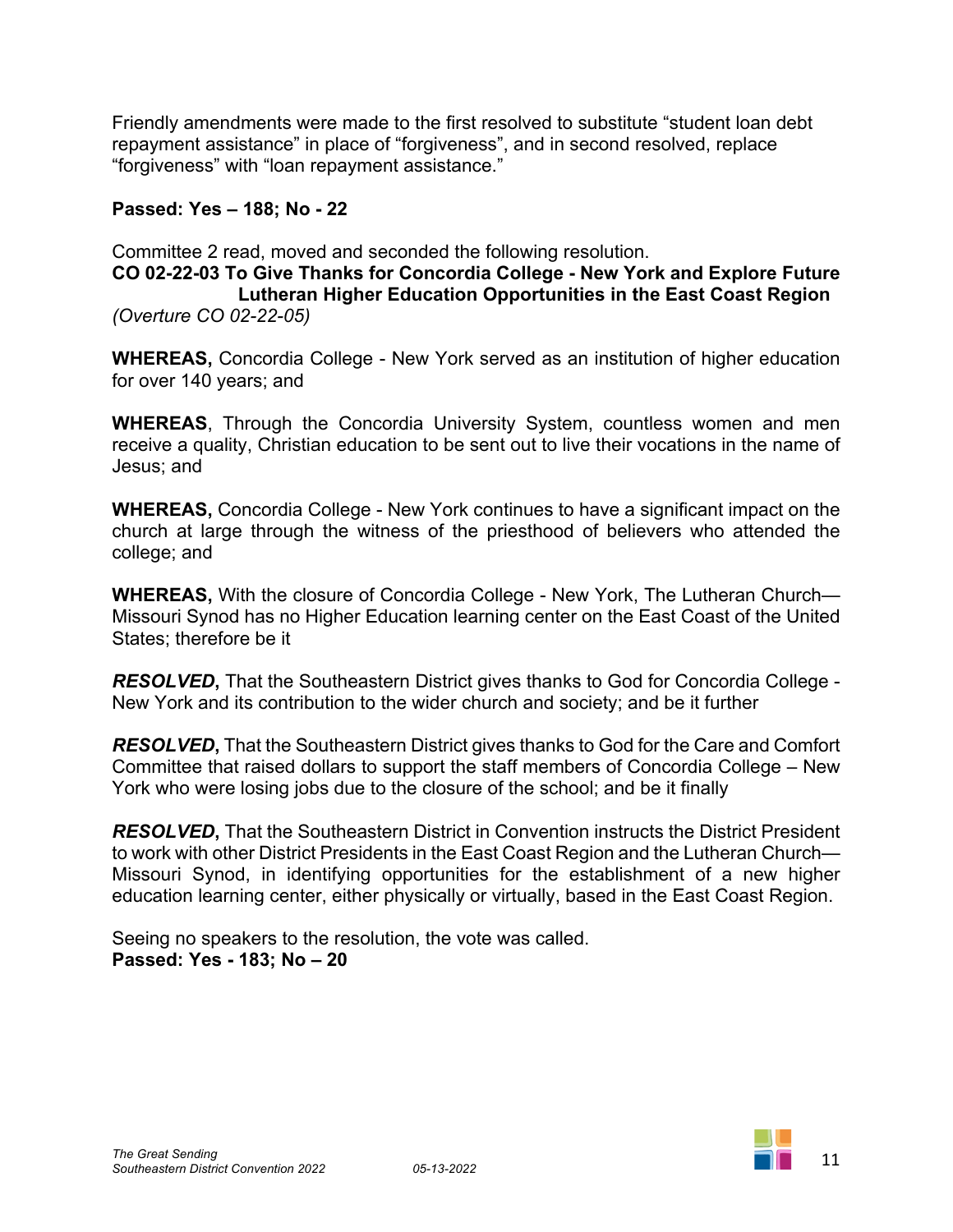Friendly amendments were made to the first resolved to substitute “student loan debt repayment assistance” in place of “forgiveness”, and in second resolved, replace “forgiveness” with “loan repayment assistance.”

**Passed: Yes – 188; No - 22**

Committee 2 read, moved and seconded the following resolution.

**CO 02-22-03 To Give Thanks for Concordia College - New York and Explore Future Lutheran Higher Education Opportunities in the East Coast Region**

*(Overture CO 02-22-05)*

**WHEREAS,** Concordia College - New York served as an institution of higher education for over 140 years; and

**WHEREAS**, Through the Concordia University System, countless women and men receive a quality, Christian education to be sent out to live their vocations in the name of Jesus; and

**WHEREAS,** Concordia College - New York continues to have a significant impact on the church at large through the witness of the priesthood of believers who attended the college; and

**WHEREAS,** With the closure of Concordia College - New York, The Lutheran Church—Missouri Synod has no Higher Education learning center on the East Coast of the United States; therefore be it

***RESOLVED*,** That the Southeastern District gives thanks to God for Concordia College - New York and its contribution to the wider church and society; and be it further

***RESOLVED*,** That the Southeastern District gives thanks to God for the Care and Comfort Committee that raised dollars to support the staff members of Concordia College – New York who were losing jobs due to the closure of the school; and be it finally

***RESOLVED*,** That the Southeastern District in Convention instructs the District President to work with other District Presidents in the East Coast Region and the Lutheran Church—Missouri Synod, in identifying opportunities for the establishment of a new higher education learning center, either physically or virtually, based in the East Coast Region.

Seeing no speakers to the resolution, the vote was called.

**Passed: Yes - 183; No – 20**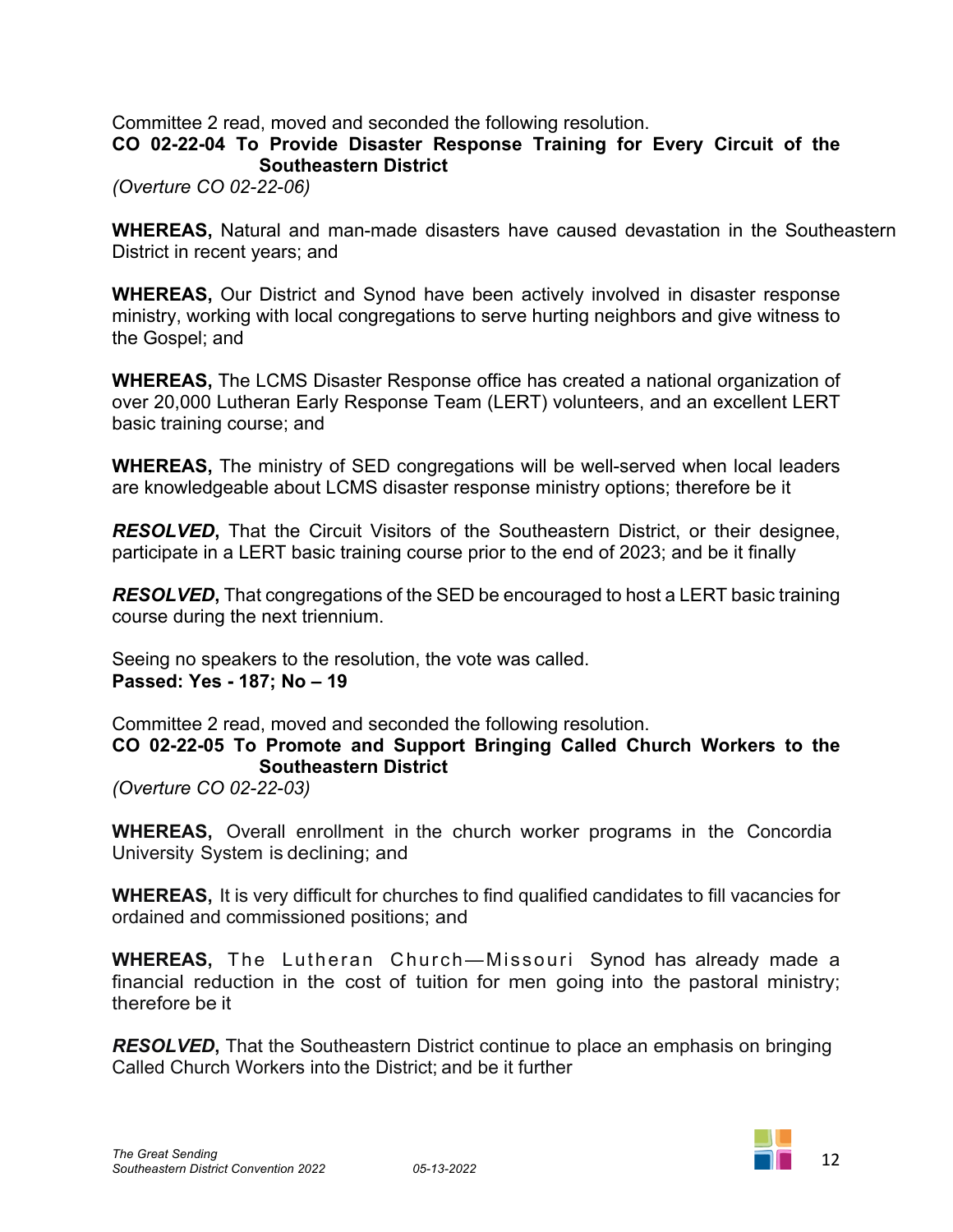Committee 2 read, moved and seconded the following resolution.

**CO 02-22-04 To Provide Disaster Response Training for Every Circuit of the Southeastern District**

*(Overture CO 02-22-06)*

**WHEREAS,** Natural and man-made disasters have caused devastation in the Southeastern District in recent years; and

**WHEREAS,** Our District and Synod have been actively involved in disaster response ministry, working with local congregations to serve hurting neighbors and give witness to the Gospel; and

**WHEREAS,** The LCMS Disaster Response office has created a national organization of over 20,000 Lutheran Early Response Team (LERT) volunteers, and an excellent LERT basic training course; and

**WHEREAS,** The ministry of SED congregations will be well-served when local leaders are knowledgeable about LCMS disaster response ministry options; therefore be it

***RESOLVED*,** That the Circuit Visitors of the Southeastern District, or their designee, participate in a LERT basic training course prior to the end of 2023; and be it finally

***RESOLVED*,** That congregations of the SED be encouraged to host a LERT basic training course during the next triennium.

Seeing no speakers to the resolution, the vote was called.

**Passed: Yes - 187; No – 19**

Committee 2 read, moved and seconded the following resolution.

**CO 02-22-05 To Promote and Support Bringing Called Church Workers to the Southeastern District**

*(Overture CO 02-22-03)*

**WHEREAS,** Overall enrollment in the church worker programs in the Concordia University System is declining; and

**WHEREAS,** It is very difficult for churches to find qualified candidates to fill vacancies for ordained and commissioned positions; and

**WHEREAS,** The Lutheran Church—Missouri Synod has already made a financial reduction in the cost of tuition for men going into the pastoral ministry; therefore be it

***RESOLVED*,** That the Southeastern District continue to place an emphasis on bringing Called Church Workers into the District; and be it further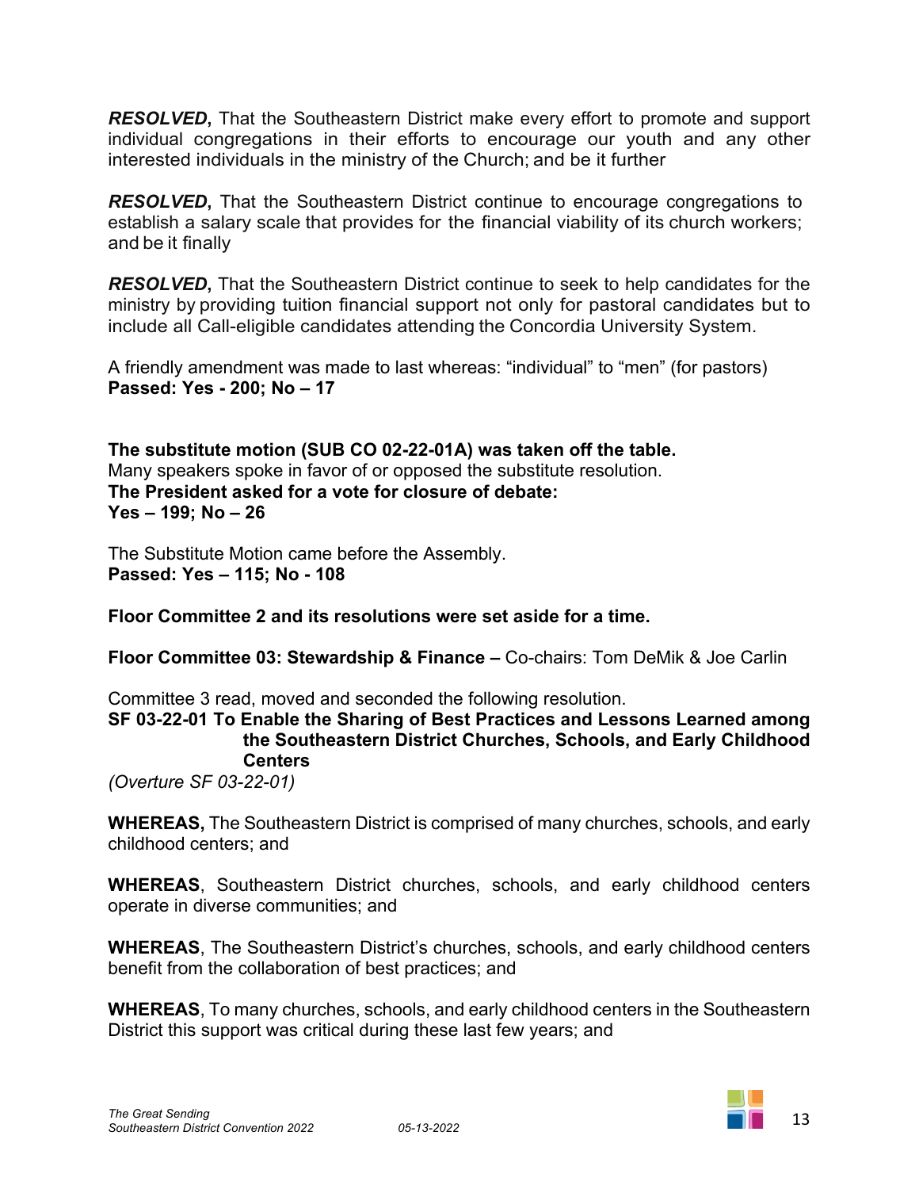***RESOLVED*,** That the Southeastern District make every effort to promote and support individual congregations in their efforts to encourage our youth and any other interested individuals in the ministry of the Church; and be it further

***RESOLVED*,** That the Southeastern District continue to encourage congregations to establish a salary scale that provides for the financial viability of its church workers; and be it finally

***RESOLVED*,** That the Southeastern District continue to seek to help candidates for the ministry by providing tuition financial support not only for pastoral candidates but to include all Call-eligible candidates attending the Concordia University System.

A friendly amendment was made to last whereas: "individual" to "men" (for pastors)
**Passed: Yes - 200; No – 17**

**The substitute motion (SUB CO 02-22-01A) was taken off the table.**
Many speakers spoke in favor of or opposed the substitute resolution.
**The President asked for a vote for closure of debate:**
**Yes – 199; No – 26**

The Substitute Motion came before the Assembly.
**Passed: Yes – 115; No - 108**

**Floor Committee 2 and its resolutions were set aside for a time.**

**Floor Committee 03: Stewardship & Finance –** Co-chairs: Tom DeMik & Joe Carlin

Committee 3 read, moved and seconded the following resolution.

**SF 03-22-01 To Enable the Sharing of Best Practices and Lessons Learned among the Southeastern District Churches, Schools, and Early Childhood Centers**

*(Overture SF 03-22-01)*

**WHEREAS,** The Southeastern District is comprised of many churches, schools, and early childhood centers; and

**WHEREAS**, Southeastern District churches, schools, and early childhood centers operate in diverse communities; and

**WHEREAS**, The Southeastern District's churches, schools, and early childhood centers benefit from the collaboration of best practices; and

**WHEREAS**, To many churches, schools, and early childhood centers in the Southeastern District this support was critical during these last few years; and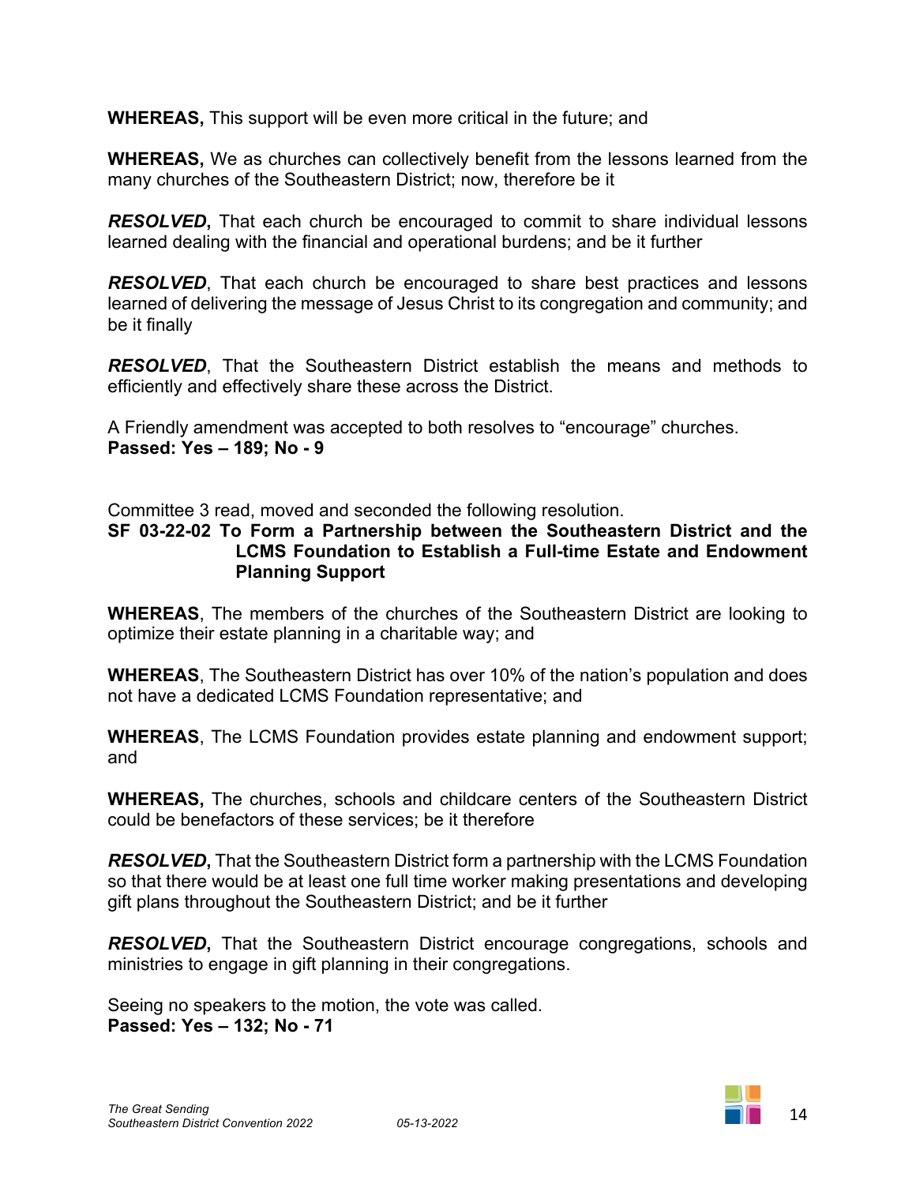**WHEREAS,** This support will be even more critical in the future; and

**WHEREAS,** We as churches can collectively benefit from the lessons learned from the many churches of the Southeastern District; now, therefore be it

***RESOLVED*,** That each church be encouraged to commit to share individual lessons learned dealing with the financial and operational burdens; and be it further

***RESOLVED***, That each church be encouraged to share best practices and lessons learned of delivering the message of Jesus Christ to its congregation and community; and be it finally

***RESOLVED***, That the Southeastern District establish the means and methods to efficiently and effectively share these across the District.

A Friendly amendment was accepted to both resolves to "encourage" churches.
**Passed: Yes – 189; No - 9**

Committee 3 read, moved and seconded the following resolution.

**SF 03-22-02 To Form a Partnership between the Southeastern District and the LCMS Foundation to Establish a Full-time Estate and Endowment Planning Support**

**WHEREAS**, The members of the churches of the Southeastern District are looking to optimize their estate planning in a charitable way; and

**WHEREAS**, The Southeastern District has over 10% of the nation's population and does not have a dedicated LCMS Foundation representative; and

**WHEREAS**, The LCMS Foundation provides estate planning and endowment support; and

**WHEREAS,** The churches, schools and childcare centers of the Southeastern District could be benefactors of these services; be it therefore

***RESOLVED*,** That the Southeastern District form a partnership with the LCMS Foundation so that there would be at least one full time worker making presentations and developing gift plans throughout the Southeastern District; and be it further

***RESOLVED*,** That the Southeastern District encourage congregations, schools and ministries to engage in gift planning in their congregations.

Seeing no speakers to the motion, the vote was called.
**Passed: Yes – 132; No - 71**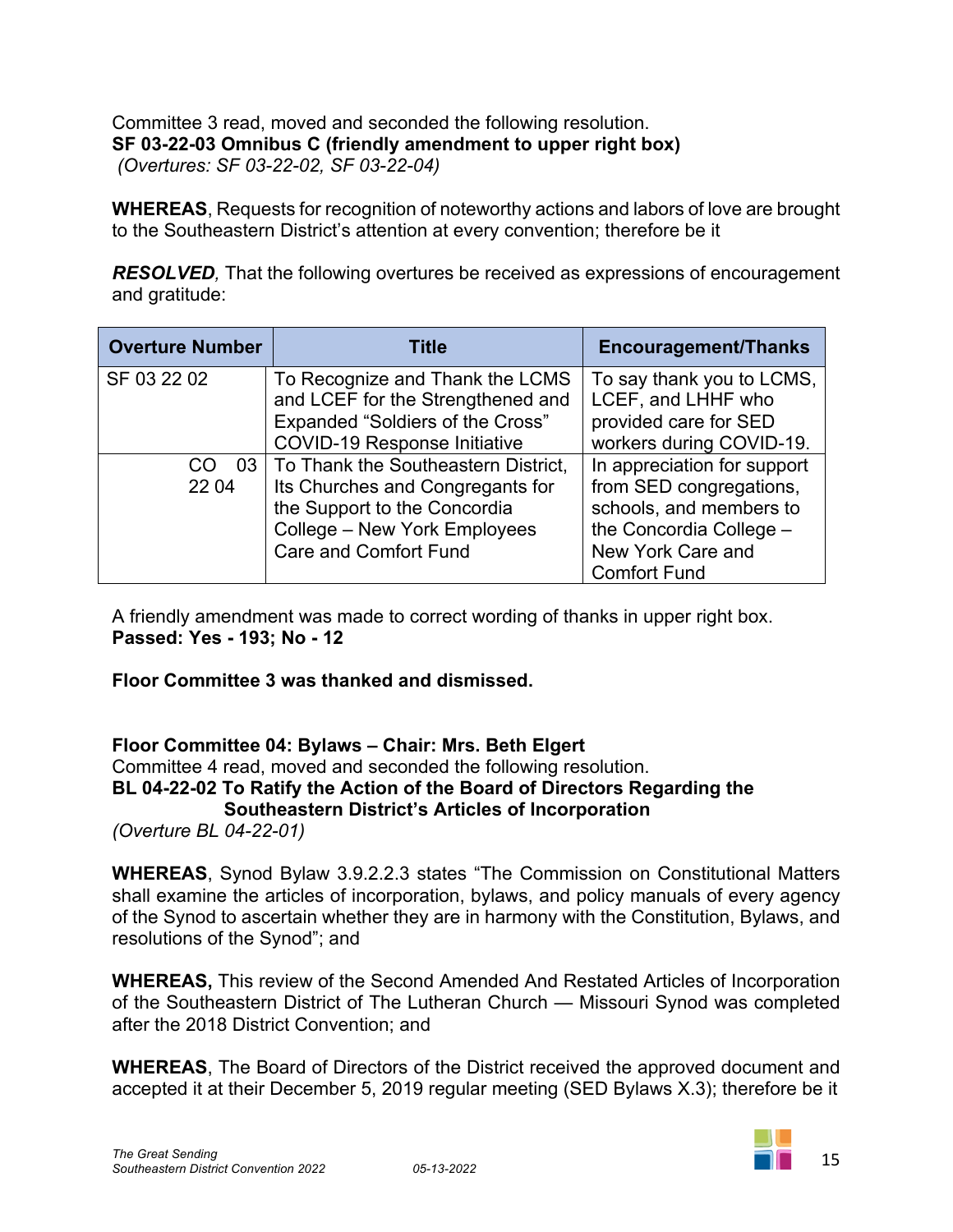Committee 3 read, moved and seconded the following resolution.

**SF 03-22-03 Omnibus C (friendly amendment to upper right box)**

*(Overtures: SF 03-22-02, SF 03-22-04)*

**WHEREAS**, Requests for recognition of noteworthy actions and labors of love are brought to the Southeastern District's attention at every convention; therefore be it

***RESOLVED***, That the following overtures be received as expressions of encouragement and gratitude:

| Overture Number | Title | Encouragement/Thanks |
|---|---|---|
| SF 03 22 02 | To Recognize and Thank the LCMS and LCEF for the Strengthened and Expanded "Soldiers of the Cross" COVID-19 Response Initiative | To say thank you to LCMS, LCEF, and LHHF who provided care for SED workers during COVID-19. |
| CO 03 22 04 | To Thank the Southeastern District, Its Churches and Congregants for the Support to the Concordia College – New York Employees Care and Comfort Fund | In appreciation for support from SED congregations, schools, and members to the Concordia College – New York Care and Comfort Fund |

A friendly amendment was made to correct wording of thanks in upper right box.

**Passed: Yes - 193; No - 12**

**Floor Committee 3 was thanked and dismissed.**

**Floor Committee 04: Bylaws – Chair: Mrs. Beth Elgert**

Committee 4 read, moved and seconded the following resolution.

**BL 04-22-02 To Ratify the Action of the Board of Directors Regarding the Southeastern District's Articles of Incorporation**

*(Overture BL 04-22-01)*

**WHEREAS**, Synod Bylaw 3.9.2.2.3 states "The Commission on Constitutional Matters shall examine the articles of incorporation, bylaws, and policy manuals of every agency of the Synod to ascertain whether they are in harmony with the Constitution, Bylaws, and resolutions of the Synod"; and

**WHEREAS,** This review of the Second Amended And Restated Articles of Incorporation of the Southeastern District of The Lutheran Church — Missouri Synod was completed after the 2018 District Convention; and

**WHEREAS**, The Board of Directors of the District received the approved document and accepted it at their December 5, 2019 regular meeting (SED Bylaws X.3); therefore be it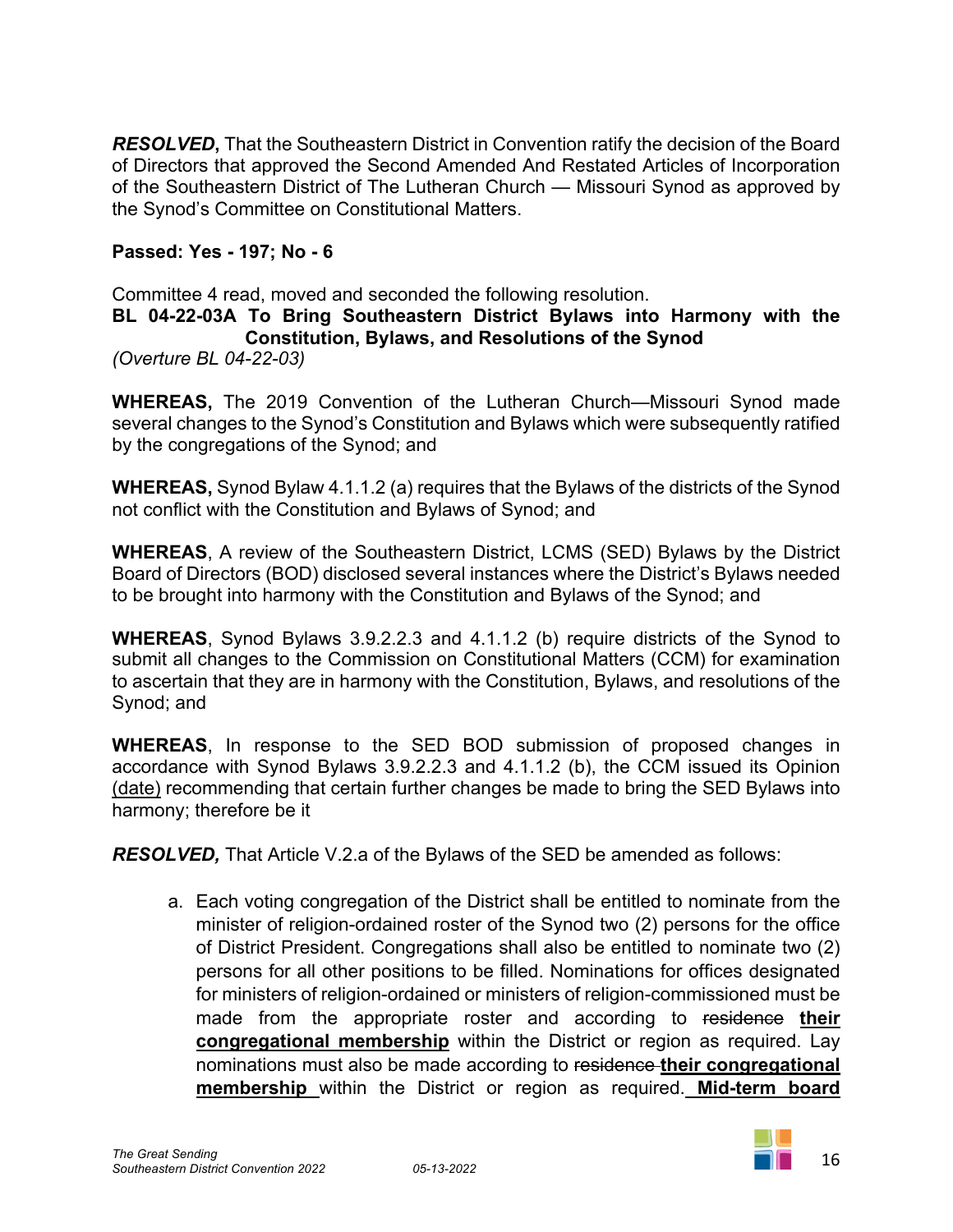***RESOLVED*****,** That the Southeastern District in Convention ratify the decision of the Board of Directors that approved the Second Amended And Restated Articles of Incorporation of the Southeastern District of The Lutheran Church — Missouri Synod as approved by the Synod's Committee on Constitutional Matters.

**Passed: Yes - 197; No - 6**

Committee 4 read, moved and seconded the following resolution.

**BL 04-22-03A To Bring Southeastern District Bylaws into Harmony with the Constitution, Bylaws, and Resolutions of the Synod**

*(Overture BL 04-22-03)*

**WHEREAS,** The 2019 Convention of the Lutheran Church—Missouri Synod made several changes to the Synod's Constitution and Bylaws which were subsequently ratified by the congregations of the Synod; and

**WHEREAS,** Synod Bylaw 4.1.1.2 (a) requires that the Bylaws of the districts of the Synod not conflict with the Constitution and Bylaws of Synod; and

**WHEREAS**, A review of the Southeastern District, LCMS (SED) Bylaws by the District Board of Directors (BOD) disclosed several instances where the District's Bylaws needed to be brought into harmony with the Constitution and Bylaws of the Synod; and

**WHEREAS**, Synod Bylaws 3.9.2.2.3 and 4.1.1.2 (b) require districts of the Synod to submit all changes to the Commission on Constitutional Matters (CCM) for examination to ascertain that they are in harmony with the Constitution, Bylaws, and resolutions of the Synod; and

**WHEREAS**, In response to the SED BOD submission of proposed changes in accordance with Synod Bylaws 3.9.2.2.3 and 4.1.1.2 (b), the CCM issued its Opinion (date) recommending that certain further changes be made to bring the SED Bylaws into harmony; therefore be it

***RESOLVED,*** That Article V.2.a of the Bylaws of the SED be amended as follows:

a. Each voting congregation of the District shall be entitled to nominate from the minister of religion-ordained roster of the Synod two (2) persons for the office of District President. Congregations shall also be entitled to nominate two (2) persons for all other positions to be filled. Nominations for offices designated for ministers of religion-ordained or ministers of religion-commissioned must be made from the appropriate roster and according to ~~residence~~ **their congregational membership** within the District or region as required. Lay nominations must also be made according to ~~residence~~ **their congregational membership** within the District or region as required. **Mid-term board**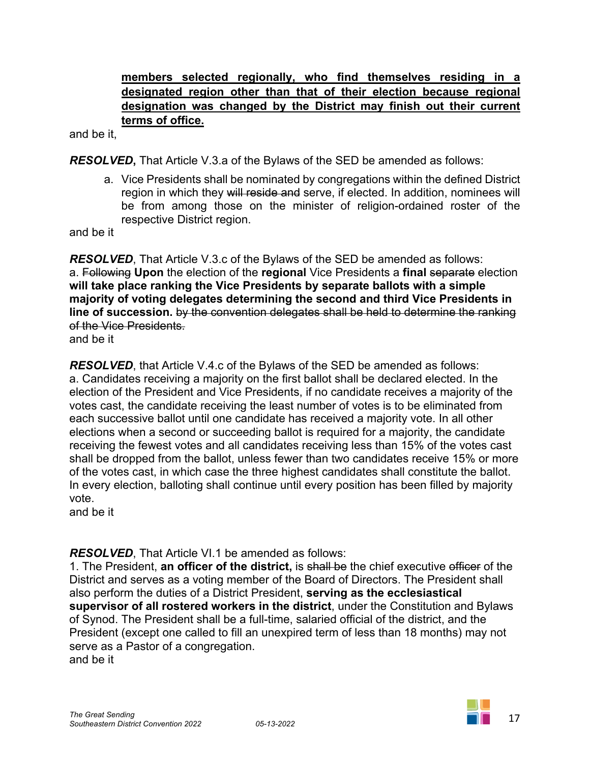**<u>members selected regionally, who find themselves residing in a designated region other than that of their election because regional designation was changed by the District may finish out their current terms of office.</u>**

and be it,

***RESOLVED*,** That Article V.3.a of the Bylaws of the SED be amended as follows:

a. Vice Presidents shall be nominated by congregations within the defined District region in which they ~~will reside and~~ serve, if elected. In addition, nominees will be from among those on the minister of religion-ordained roster of the respective District region.

and be it

***RESOLVED***, That Article V.3.c of the Bylaws of the SED be amended as follows:
a. ~~Following~~ **Upon** the election of the **regional** Vice Presidents a **final** ~~separate~~ election **will take place ranking the Vice Presidents by separate ballots with a simple majority of voting delegates determining the second and third Vice Presidents in line of succession.** ~~by the convention delegates shall be held to determine the ranking of the Vice Presidents.~~
and be it

***RESOLVED***, that Article V.4.c of the Bylaws of the SED be amended as follows:
a. Candidates receiving a majority on the first ballot shall be declared elected. In the election of the President and Vice Presidents, if no candidate receives a majority of the votes cast, the candidate receiving the least number of votes is to be eliminated from each successive ballot until one candidate has received a majority vote. In all other elections when a second or succeeding ballot is required for a majority, the candidate receiving the fewest votes and all candidates receiving less than 15% of the votes cast shall be dropped from the ballot, unless fewer than two candidates receive 15% or more of the votes cast, in which case the three highest candidates shall constitute the ballot. In every election, balloting shall continue until every position has been filled by majority vote.
and be it

***RESOLVED***, That Article VI.1 be amended as follows:
1. The President, **an officer of the district,** is ~~shall be~~ the chief executive ~~officer~~ of the District and serves as a voting member of the Board of Directors. The President shall also perform the duties of a District President, **serving as the ecclesiastical supervisor of all rostered workers in the district**, under the Constitution and Bylaws of Synod. The President shall be a full-time, salaried official of the district, and the President (except one called to fill an unexpired term of less than 18 months) may not serve as a Pastor of a congregation.
and be it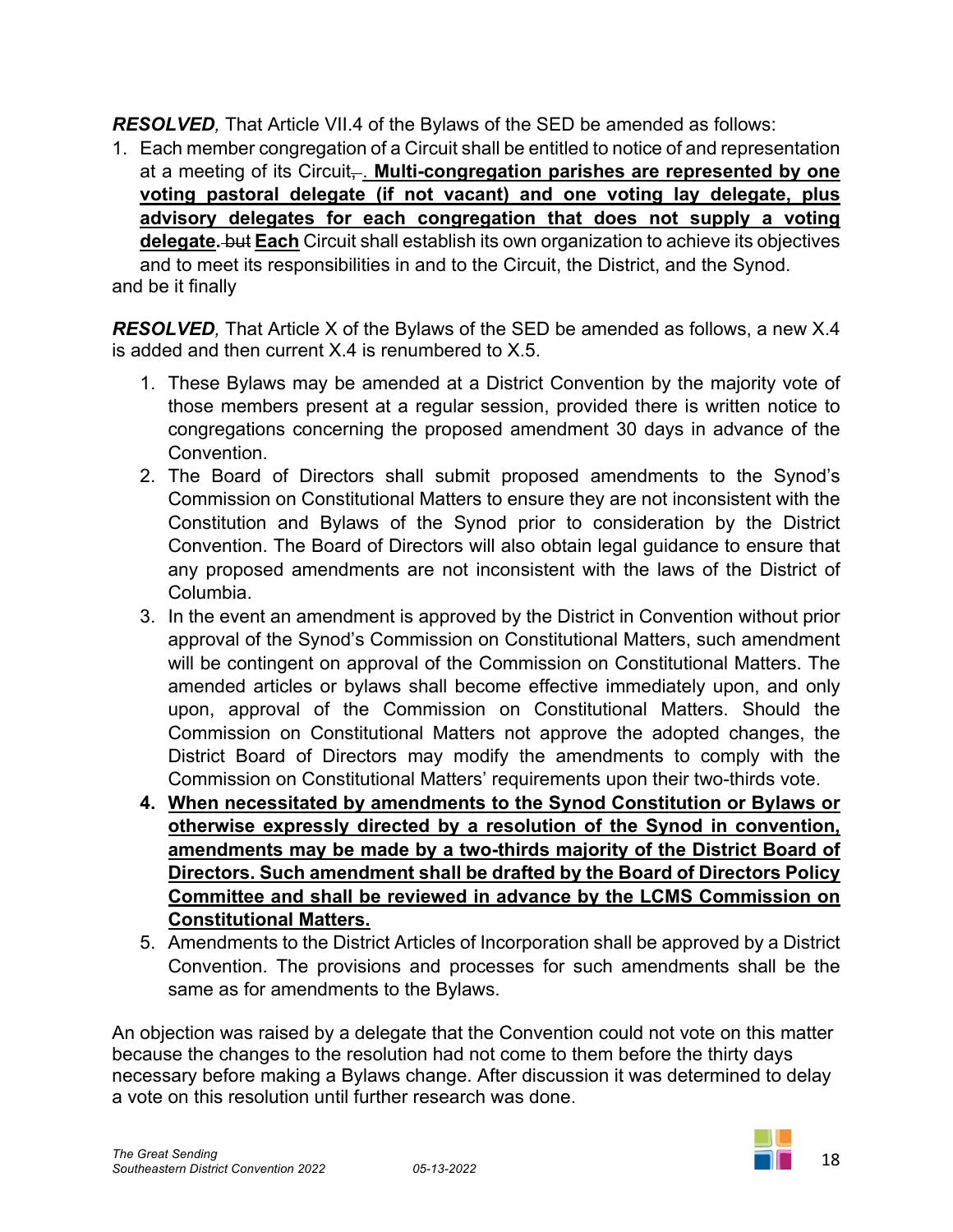***RESOLVED**,* That Article VII.4 of the Bylaws of the SED be amended as follows:

1. Each member congregation of a Circuit shall be entitled to notice of and representation at a meeting of its Circuit~~,~~. **<u>Multi-congregation parishes are represented by one voting pastoral delegate (if not vacant) and one voting lay delegate, plus advisory delegates for each congregation that does not supply a voting delegate</u>.** ~~but~~ **<u>Each</u>** Circuit shall establish its own organization to achieve its objectives and to meet its responsibilities in and to the Circuit, the District, and the Synod.

and be it finally

***RESOLVED**,* That Article X of the Bylaws of the SED be amended as follows, a new X.4 is added and then current X.4 is renumbered to X.5.

1. These Bylaws may be amended at a District Convention by the majority vote of those members present at a regular session, provided there is written notice to congregations concerning the proposed amendment 30 days in advance of the Convention.
2. The Board of Directors shall submit proposed amendments to the Synod's Commission on Constitutional Matters to ensure they are not inconsistent with the Constitution and Bylaws of the Synod prior to consideration by the District Convention. The Board of Directors will also obtain legal guidance to ensure that any proposed amendments are not inconsistent with the laws of the District of Columbia.
3. In the event an amendment is approved by the District in Convention without prior approval of the Synod's Commission on Constitutional Matters, such amendment will be contingent on approval of the Commission on Constitutional Matters. The amended articles or bylaws shall become effective immediately upon, and only upon, approval of the Commission on Constitutional Matters. Should the Commission on Constitutional Matters not approve the adopted changes, the District Board of Directors may modify the amendments to comply with the Commission on Constitutional Matters' requirements upon their two-thirds vote.
4. **<u>When necessitated by amendments to the Synod Constitution or Bylaws or otherwise expressly directed by a resolution of the Synod in convention, amendments may be made by a two-thirds majority of the District Board of Directors. Such amendment shall be drafted by the Board of Directors Policy Committee and shall be reviewed in advance by the LCMS Commission on Constitutional Matters.</u>**
5. Amendments to the District Articles of Incorporation shall be approved by a District Convention. The provisions and processes for such amendments shall be the same as for amendments to the Bylaws.

An objection was raised by a delegate that the Convention could not vote on this matter because the changes to the resolution had not come to them before the thirty days necessary before making a Bylaws change. After discussion it was determined to delay a vote on this resolution until further research was done.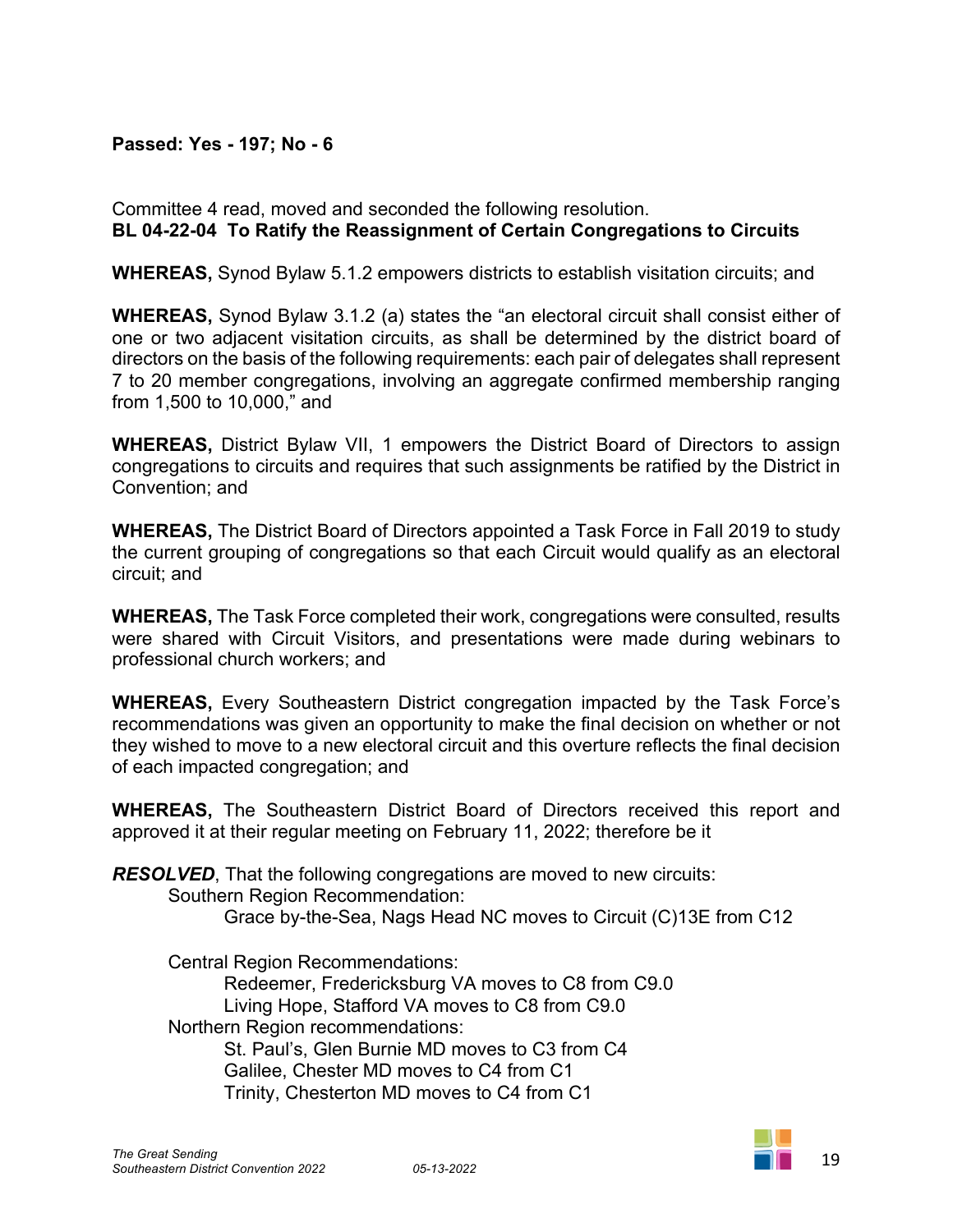**Passed: Yes - 197; No - 6**

Committee 4 read, moved and seconded the following resolution.

**BL 04-22-04 To Ratify the Reassignment of Certain Congregations to Circuits**

**WHEREAS,** Synod Bylaw 5.1.2 empowers districts to establish visitation circuits; and

**WHEREAS,** Synod Bylaw 3.1.2 (a) states the "an electoral circuit shall consist either of one or two adjacent visitation circuits, as shall be determined by the district board of directors on the basis of the following requirements: each pair of delegates shall represent 7 to 20 member congregations, involving an aggregate confirmed membership ranging from 1,500 to 10,000," and

**WHEREAS,** District Bylaw VII, 1 empowers the District Board of Directors to assign congregations to circuits and requires that such assignments be ratified by the District in Convention; and

**WHEREAS,** The District Board of Directors appointed a Task Force in Fall 2019 to study the current grouping of congregations so that each Circuit would qualify as an electoral circuit; and

**WHEREAS,** The Task Force completed their work, congregations were consulted, results were shared with Circuit Visitors, and presentations were made during webinars to professional church workers; and

**WHEREAS,** Every Southeastern District congregation impacted by the Task Force's recommendations was given an opportunity to make the final decision on whether or not they wished to move to a new electoral circuit and this overture reflects the final decision of each impacted congregation; and

**WHEREAS,** The Southeastern District Board of Directors received this report and approved it at their regular meeting on February 11, 2022; therefore be it

***RESOLVED***, That the following congregations are moved to new circuits:

- Southern Region Recommendation:
  - Grace by-the-Sea, Nags Head NC moves to Circuit (C)13E from C12

- Central Region Recommendations:
  - Redeemer, Fredericksburg VA moves to C8 from C9.0
  - Living Hope, Stafford VA moves to C8 from C9.0
- Northern Region recommendations:
  - St. Paul's, Glen Burnie MD moves to C3 from C4
  - Galilee, Chester MD moves to C4 from C1
  - Trinity, Chesterton MD moves to C4 from C1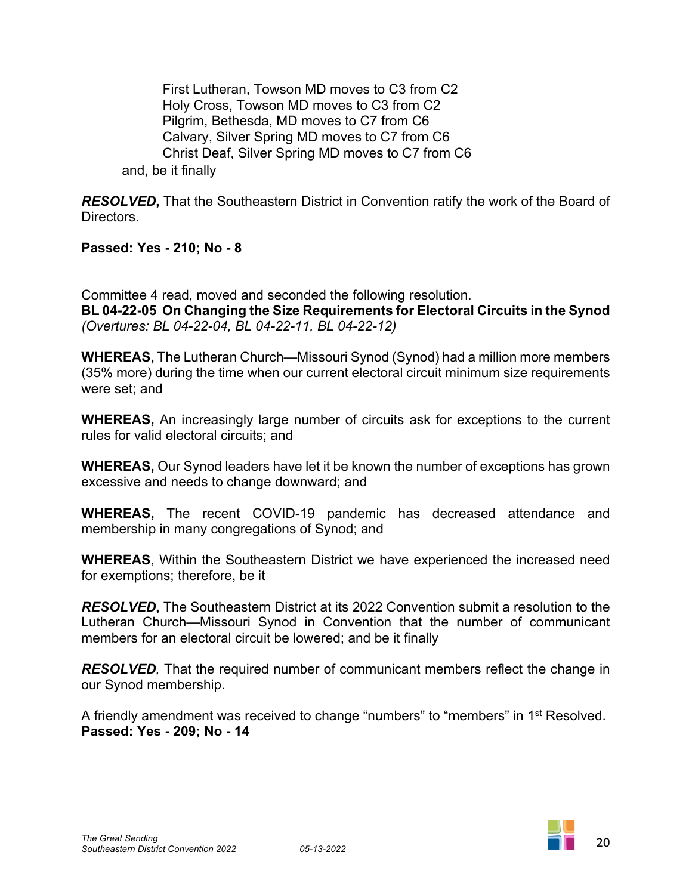First Lutheran, Towson MD moves to C3 from C2
Holy Cross, Towson MD moves to C3 from C2
Pilgrim, Bethesda, MD moves to C7 from C6
Calvary, Silver Spring MD moves to C7 from C6
Christ Deaf, Silver Spring MD moves to C7 from C6

and, be it finally

***RESOLVED***, That the Southeastern District in Convention ratify the work of the Board of Directors.

**Passed: Yes - 210; No - 8**

Committee 4 read, moved and seconded the following resolution.

**BL 04-22-05 On Changing the Size Requirements for Electoral Circuits in the Synod**
*(Overtures: BL 04-22-04, BL 04-22-11, BL 04-22-12)*

**WHEREAS,** The Lutheran Church—Missouri Synod (Synod) had a million more members (35% more) during the time when our current electoral circuit minimum size requirements were set; and

**WHEREAS,** An increasingly large number of circuits ask for exceptions to the current rules for valid electoral circuits; and

**WHEREAS,** Our Synod leaders have let it be known the number of exceptions has grown excessive and needs to change downward; and

**WHEREAS,** The recent COVID-19 pandemic has decreased attendance and membership in many congregations of Synod; and

**WHEREAS**, Within the Southeastern District we have experienced the increased need for exemptions; therefore, be it

***RESOLVED***, The Southeastern District at its 2022 Convention submit a resolution to the Lutheran Church—Missouri Synod in Convention that the number of communicant members for an electoral circuit be lowered; and be it finally

***RESOLVED***, That the required number of communicant members reflect the change in our Synod membership.

A friendly amendment was received to change "numbers" to "members" in 1st Resolved.
**Passed: Yes - 209; No - 14**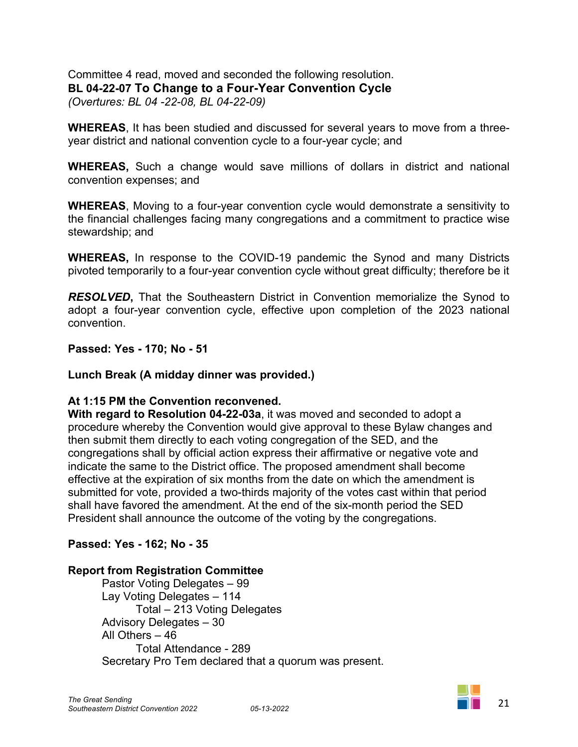Committee 4 read, moved and seconded the following resolution.

**BL 04-22-07 To Change to a Four-Year Convention Cycle**

*(Overtures: BL 04 -22-08, BL 04-22-09)*

**WHEREAS**, It has been studied and discussed for several years to move from a three-year district and national convention cycle to a four-year cycle; and

**WHEREAS,** Such a change would save millions of dollars in district and national convention expenses; and

**WHEREAS**, Moving to a four-year convention cycle would demonstrate a sensitivity to the financial challenges facing many congregations and a commitment to practice wise stewardship; and

**WHEREAS,** In response to the COVID-19 pandemic the Synod and many Districts pivoted temporarily to a four-year convention cycle without great difficulty; therefore be it

***RESOLVED*,** That the Southeastern District in Convention memorialize the Synod to adopt a four-year convention cycle, effective upon completion of the 2023 national convention.

**Passed: Yes - 170; No - 51**

**Lunch Break (A midday dinner was provided.)**

**At 1:15 PM the Convention reconvened.**

**With regard to Resolution 04-22-03a**, it was moved and seconded to adopt a procedure whereby the Convention would give approval to these Bylaw changes and then submit them directly to each voting congregation of the SED, and the congregations shall by official action express their affirmative or negative vote and indicate the same to the District office. The proposed amendment shall become effective at the expiration of six months from the date on which the amendment is submitted for vote, provided a two-thirds majority of the votes cast within that period shall have favored the amendment. At the end of the six-month period the SED President shall announce the outcome of the voting by the congregations.

**Passed: Yes - 162; No - 35**

**Report from Registration Committee**

Pastor Voting Delegates – 99
Lay Voting Delegates – 114
  Total – 213 Voting Delegates
Advisory Delegates – 30
All Others – 46
  Total Attendance - 289
Secretary Pro Tem declared that a quorum was present.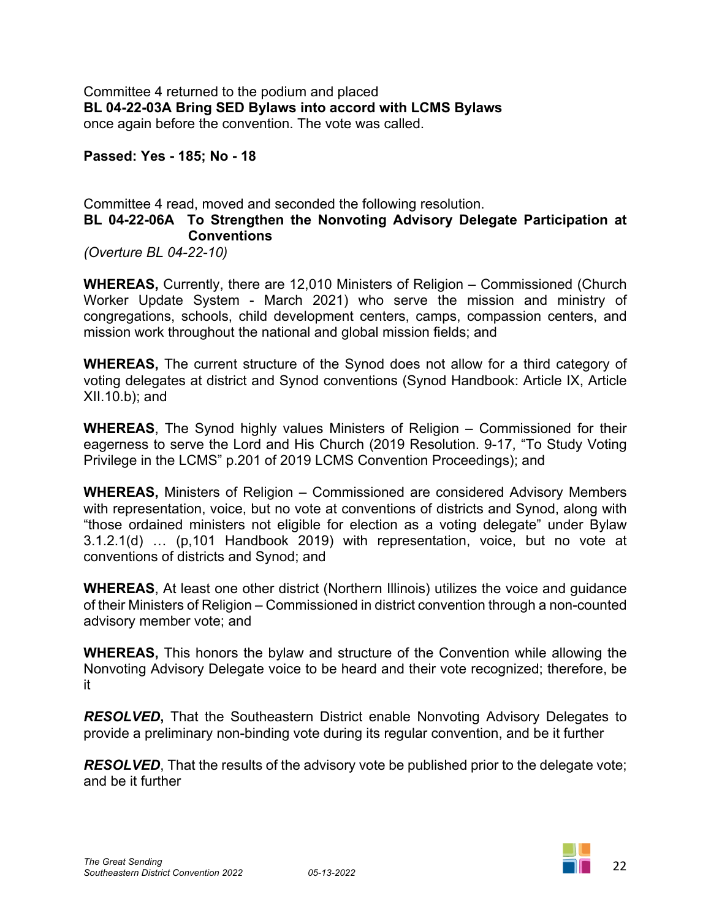Committee 4 returned to the podium and placed
**BL 04-22-03A Bring SED Bylaws into accord with LCMS Bylaws**
once again before the convention. The vote was called.

**Passed: Yes - 185; No - 18**

Committee 4 read, moved and seconded the following resolution.

**BL 04-22-06A To Strengthen the Nonvoting Advisory Delegate Participation at Conventions**
*(Overture BL 04-22-10)*

**WHEREAS,** Currently, there are 12,010 Ministers of Religion – Commissioned (Church Worker Update System - March 2021) who serve the mission and ministry of congregations, schools, child development centers, camps, compassion centers, and mission work throughout the national and global mission fields; and

**WHEREAS,** The current structure of the Synod does not allow for a third category of voting delegates at district and Synod conventions (Synod Handbook: Article IX, Article XII.10.b); and

**WHEREAS**, The Synod highly values Ministers of Religion – Commissioned for their eagerness to serve the Lord and His Church (2019 Resolution. 9-17, "To Study Voting Privilege in the LCMS" p.201 of 2019 LCMS Convention Proceedings); and

**WHEREAS,** Ministers of Religion – Commissioned are considered Advisory Members with representation, voice, but no vote at conventions of districts and Synod, along with "those ordained ministers not eligible for election as a voting delegate" under Bylaw 3.1.2.1(d) … (p,101 Handbook 2019) with representation, voice, but no vote at conventions of districts and Synod; and

**WHEREAS**, At least one other district (Northern Illinois) utilizes the voice and guidance of their Ministers of Religion – Commissioned in district convention through a non-counted advisory member vote; and

**WHEREAS,** This honors the bylaw and structure of the Convention while allowing the Nonvoting Advisory Delegate voice to be heard and their vote recognized; therefore, be it

***RESOLVED*,** That the Southeastern District enable Nonvoting Advisory Delegates to provide a preliminary non-binding vote during its regular convention, and be it further

***RESOLVED***, That the results of the advisory vote be published prior to the delegate vote; and be it further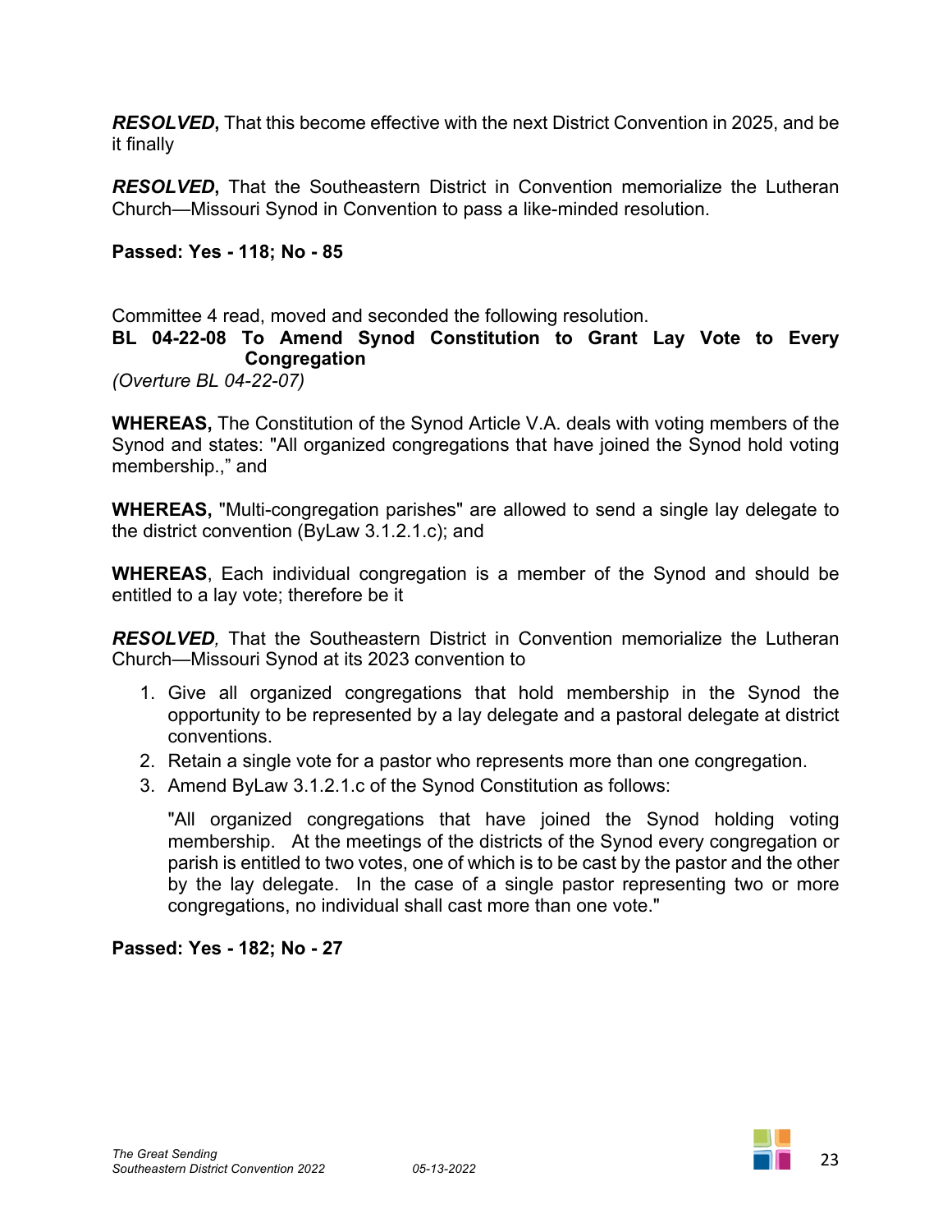***RESOLVED*****,** That this become effective with the next District Convention in 2025, and be it finally

***RESOLVED*****,** That the Southeastern District in Convention memorialize the Lutheran Church—Missouri Synod in Convention to pass a like-minded resolution.

**Passed: Yes - 118; No - 85**

Committee 4 read, moved and seconded the following resolution.

**BL 04-22-08 To Amend Synod Constitution to Grant Lay Vote to Every Congregation**

*(Overture BL 04-22-07)*

**WHEREAS,** The Constitution of the Synod Article V.A. deals with voting members of the Synod and states: "All organized congregations that have joined the Synod hold voting membership.," and

**WHEREAS,** "Multi-congregation parishes" are allowed to send a single lay delegate to the district convention (ByLaw 3.1.2.1.c); and

**WHEREAS**, Each individual congregation is a member of the Synod and should be entitled to a lay vote; therefore be it

***RESOLVED****,* That the Southeastern District in Convention memorialize the Lutheran Church—Missouri Synod at its 2023 convention to

1. Give all organized congregations that hold membership in the Synod the opportunity to be represented by a lay delegate and a pastoral delegate at district conventions.
2. Retain a single vote for a pastor who represents more than one congregation.
3. Amend ByLaw 3.1.2.1.c of the Synod Constitution as follows:

   "All organized congregations that have joined the Synod holding voting membership. At the meetings of the districts of the Synod every congregation or parish is entitled to two votes, one of which is to be cast by the pastor and the other by the lay delegate. In the case of a single pastor representing two or more congregations, no individual shall cast more than one vote."

**Passed: Yes - 182; No - 27**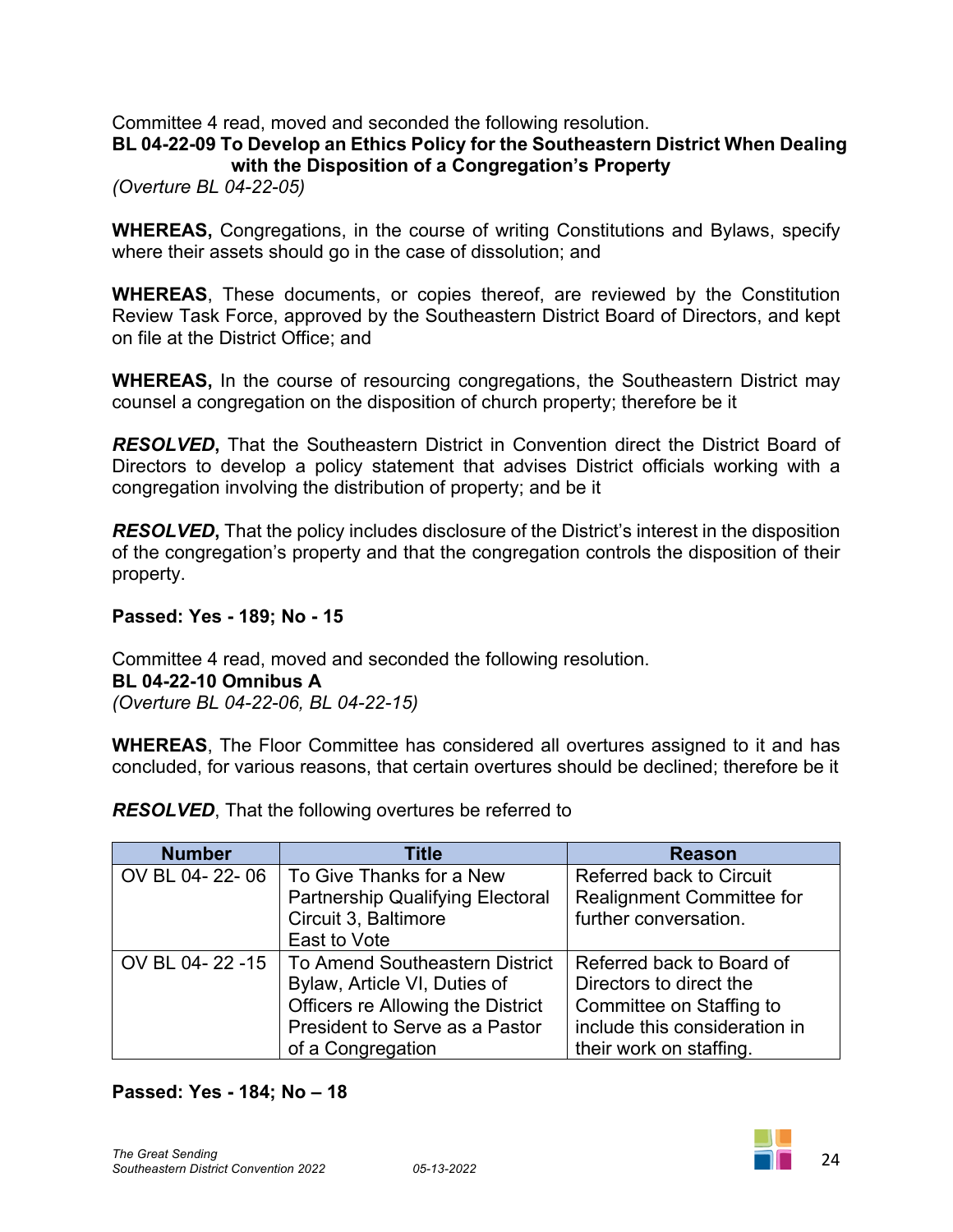Committee 4 read, moved and seconded the following resolution.

**BL 04-22-09 To Develop an Ethics Policy for the Southeastern District When Dealing with the Disposition of a Congregation's Property**

*(Overture BL 04-22-05)*

**WHEREAS,** Congregations, in the course of writing Constitutions and Bylaws, specify where their assets should go in the case of dissolution; and

**WHEREAS**, These documents, or copies thereof, are reviewed by the Constitution Review Task Force, approved by the Southeastern District Board of Directors, and kept on file at the District Office; and

**WHEREAS,** In the course of resourcing congregations, the Southeastern District may counsel a congregation on the disposition of church property; therefore be it

***RESOLVED*,** That the Southeastern District in Convention direct the District Board of Directors to develop a policy statement that advises District officials working with a congregation involving the distribution of property; and be it

***RESOLVED*,** That the policy includes disclosure of the District's interest in the disposition of the congregation's property and that the congregation controls the disposition of their property.

**Passed: Yes - 189; No - 15**

Committee 4 read, moved and seconded the following resolution.

**BL 04-22-10 Omnibus A**

*(Overture BL 04-22-06, BL 04-22-15)*

**WHEREAS**, The Floor Committee has considered all overtures assigned to it and has concluded, for various reasons, that certain overtures should be declined; therefore be it

***RESOLVED***, That the following overtures be referred to

| Number | Title | Reason |
|---|---|---|
| OV BL 04- 22- 06 | To Give Thanks for a New Partnership Qualifying Electoral Circuit 3, Baltimore East to Vote | Referred back to Circuit Realignment Committee for further conversation. |
| OV BL 04- 22 -15 | To Amend Southeastern District Bylaw, Article VI, Duties of Officers re Allowing the District President to Serve as a Pastor of a Congregation | Referred back to Board of Directors to direct the Committee on Staffing to include this consideration in their work on staffing. |

**Passed: Yes - 184; No – 18**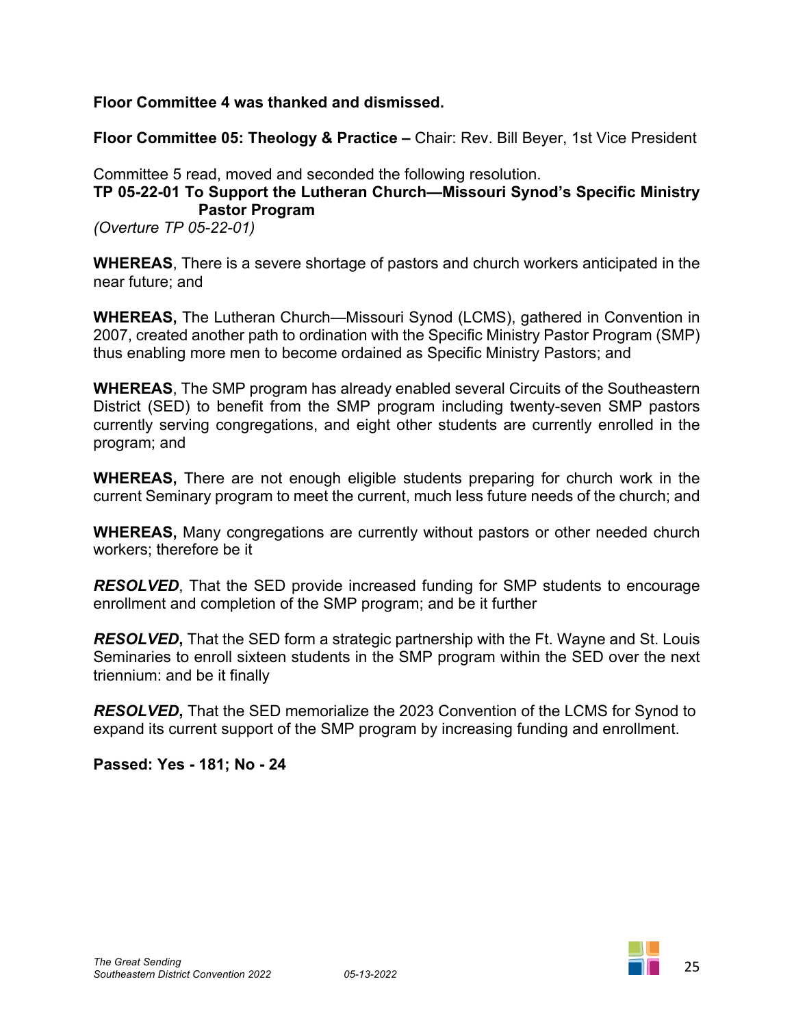**Floor Committee 4 was thanked and dismissed.**

**Floor Committee 05: Theology & Practice –** Chair: Rev. Bill Beyer, 1st Vice President

Committee 5 read, moved and seconded the following resolution.

**TP 05-22-01 To Support the Lutheran Church—Missouri Synod's Specific Ministry Pastor Program**

*(Overture TP 05-22-01)*

**WHEREAS**, There is a severe shortage of pastors and church workers anticipated in the near future; and

**WHEREAS,** The Lutheran Church—Missouri Synod (LCMS), gathered in Convention in 2007, created another path to ordination with the Specific Ministry Pastor Program (SMP) thus enabling more men to become ordained as Specific Ministry Pastors; and

**WHEREAS**, The SMP program has already enabled several Circuits of the Southeastern District (SED) to benefit from the SMP program including twenty-seven SMP pastors currently serving congregations, and eight other students are currently enrolled in the program; and

**WHEREAS,** There are not enough eligible students preparing for church work in the current Seminary program to meet the current, much less future needs of the church; and

**WHEREAS,** Many congregations are currently without pastors or other needed church workers; therefore be it

***RESOLVED***, That the SED provide increased funding for SMP students to encourage enrollment and completion of the SMP program; and be it further

***RESOLVED*,** That the SED form a strategic partnership with the Ft. Wayne and St. Louis Seminaries to enroll sixteen students in the SMP program within the SED over the next triennium: and be it finally

***RESOLVED*,** That the SED memorialize the 2023 Convention of the LCMS for Synod to expand its current support of the SMP program by increasing funding and enrollment.

**Passed: Yes - 181; No - 24**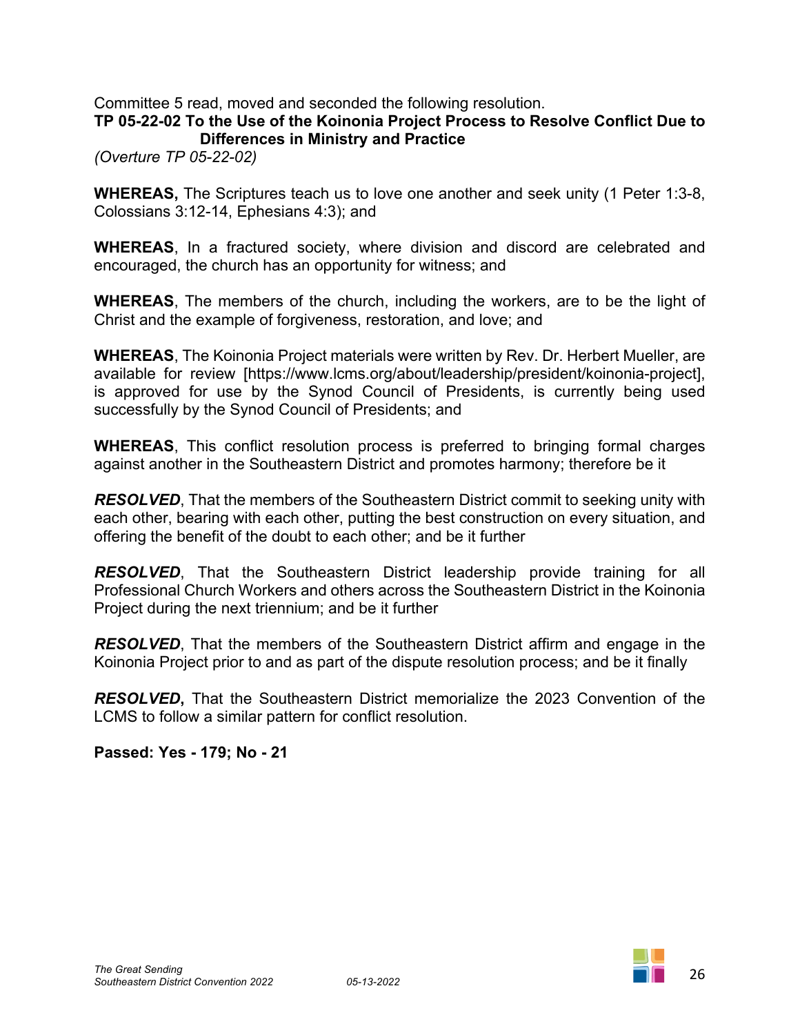Committee 5 read, moved and seconded the following resolution.

**TP 05-22-02 To the Use of the Koinonia Project Process to Resolve Conflict Due to Differences in Ministry and Practice**

*(Overture TP 05-22-02)*

**WHEREAS,** The Scriptures teach us to love one another and seek unity (1 Peter 1:3-8, Colossians 3:12-14, Ephesians 4:3); and

**WHEREAS**, In a fractured society, where division and discord are celebrated and encouraged, the church has an opportunity for witness; and

**WHEREAS**, The members of the church, including the workers, are to be the light of Christ and the example of forgiveness, restoration, and love; and

**WHEREAS**, The Koinonia Project materials were written by Rev. Dr. Herbert Mueller, are available for review [https://www.lcms.org/about/leadership/president/koinonia-project], is approved for use by the Synod Council of Presidents, is currently being used successfully by the Synod Council of Presidents; and

**WHEREAS**, This conflict resolution process is preferred to bringing formal charges against another in the Southeastern District and promotes harmony; therefore be it

***RESOLVED***, That the members of the Southeastern District commit to seeking unity with each other, bearing with each other, putting the best construction on every situation, and offering the benefit of the doubt to each other; and be it further

***RESOLVED***, That the Southeastern District leadership provide training for all Professional Church Workers and others across the Southeastern District in the Koinonia Project during the next triennium; and be it further

***RESOLVED***, That the members of the Southeastern District affirm and engage in the Koinonia Project prior to and as part of the dispute resolution process; and be it finally

***RESOLVED*****,** That the Southeastern District memorialize the 2023 Convention of the LCMS to follow a similar pattern for conflict resolution.

**Passed: Yes - 179; No - 21**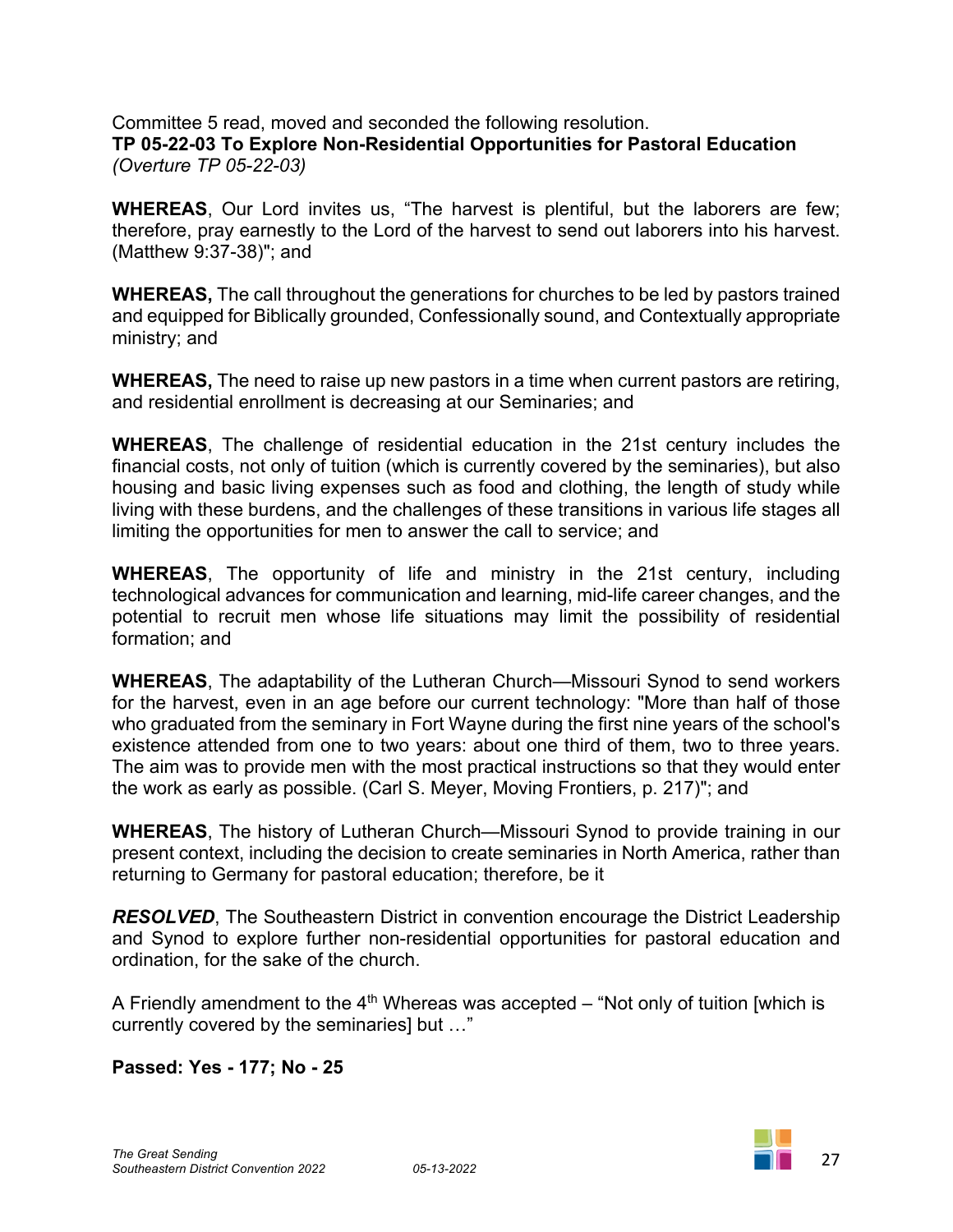Committee 5 read, moved and seconded the following resolution.

**TP 05-22-03 To Explore Non-Residential Opportunities for Pastoral Education**
*(Overture TP 05-22-03)*

**WHEREAS**, Our Lord invites us, "The harvest is plentiful, but the laborers are few; therefore, pray earnestly to the Lord of the harvest to send out laborers into his harvest. (Matthew 9:37-38)"; and

**WHEREAS,** The call throughout the generations for churches to be led by pastors trained and equipped for Biblically grounded, Confessionally sound, and Contextually appropriate ministry; and

**WHEREAS,** The need to raise up new pastors in a time when current pastors are retiring, and residential enrollment is decreasing at our Seminaries; and

**WHEREAS**, The challenge of residential education in the 21st century includes the financial costs, not only of tuition (which is currently covered by the seminaries), but also housing and basic living expenses such as food and clothing, the length of study while living with these burdens, and the challenges of these transitions in various life stages all limiting the opportunities for men to answer the call to service; and

**WHEREAS**, The opportunity of life and ministry in the 21st century, including technological advances for communication and learning, mid-life career changes, and the potential to recruit men whose life situations may limit the possibility of residential formation; and

**WHEREAS**, The adaptability of the Lutheran Church—Missouri Synod to send workers for the harvest, even in an age before our current technology: "More than half of those who graduated from the seminary in Fort Wayne during the first nine years of the school's existence attended from one to two years: about one third of them, two to three years. The aim was to provide men with the most practical instructions so that they would enter the work as early as possible. (Carl S. Meyer, Moving Frontiers, p. 217)"; and

**WHEREAS**, The history of Lutheran Church—Missouri Synod to provide training in our present context, including the decision to create seminaries in North America, rather than returning to Germany for pastoral education; therefore, be it

***RESOLVED***, The Southeastern District in convention encourage the District Leadership and Synod to explore further non-residential opportunities for pastoral education and ordination, for the sake of the church.

A Friendly amendment to the 4th Whereas was accepted – "Not only of tuition [which is currently covered by the seminaries] but …"

**Passed: Yes - 177; No - 25**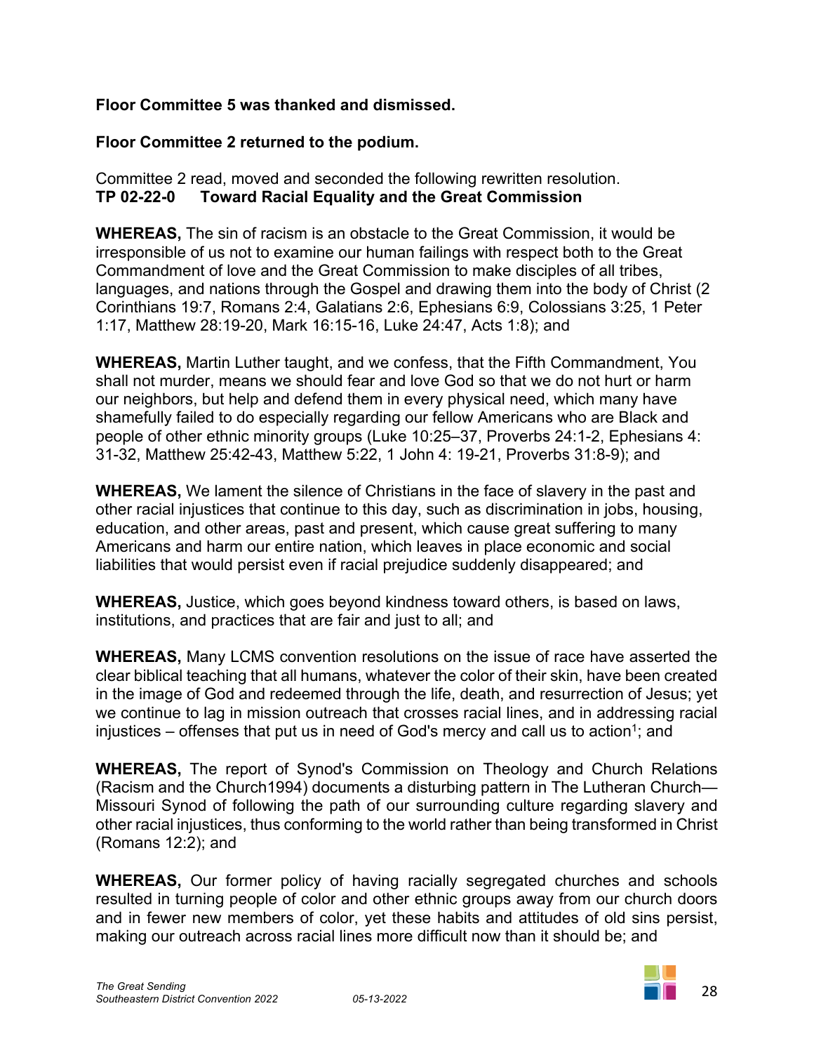**Floor Committee 5 was thanked and dismissed.**

**Floor Committee 2 returned to the podium.**

Committee 2 read, moved and seconded the following rewritten resolution.
**TP 02-22-0 Toward Racial Equality and the Great Commission**

**WHEREAS,** The sin of racism is an obstacle to the Great Commission, it would be irresponsible of us not to examine our human failings with respect both to the Great Commandment of love and the Great Commission to make disciples of all tribes, languages, and nations through the Gospel and drawing them into the body of Christ (2 Corinthians 19:7, Romans 2:4, Galatians 2:6, Ephesians 6:9, Colossians 3:25, 1 Peter 1:17, Matthew 28:19-20, Mark 16:15-16, Luke 24:47, Acts 1:8); and

**WHEREAS,** Martin Luther taught, and we confess, that the Fifth Commandment, You shall not murder, means we should fear and love God so that we do not hurt or harm our neighbors, but help and defend them in every physical need, which many have shamefully failed to do especially regarding our fellow Americans who are Black and people of other ethnic minority groups (Luke 10:25–37, Proverbs 24:1-2, Ephesians 4: 31-32, Matthew 25:42-43, Matthew 5:22, 1 John 4: 19-21, Proverbs 31:8-9); and

**WHEREAS,** We lament the silence of Christians in the face of slavery in the past and other racial injustices that continue to this day, such as discrimination in jobs, housing, education, and other areas, past and present, which cause great suffering to many Americans and harm our entire nation, which leaves in place economic and social liabilities that would persist even if racial prejudice suddenly disappeared; and

**WHEREAS,** Justice, which goes beyond kindness toward others, is based on laws, institutions, and practices that are fair and just to all; and

**WHEREAS,** Many LCMS convention resolutions on the issue of race have asserted the clear biblical teaching that all humans, whatever the color of their skin, have been created in the image of God and redeemed through the life, death, and resurrection of Jesus; yet we continue to lag in mission outreach that crosses racial lines, and in addressing racial injustices – offenses that put us in need of God's mercy and call us to action[1]; and

**WHEREAS,** The report of Synod's Commission on Theology and Church Relations (Racism and the Church1994) documents a disturbing pattern in The Lutheran Church—Missouri Synod of following the path of our surrounding culture regarding slavery and other racial injustices, thus conforming to the world rather than being transformed in Christ (Romans 12:2); and

**WHEREAS,** Our former policy of having racially segregated churches and schools resulted in turning people of color and other ethnic groups away from our church doors and in fewer new members of color, yet these habits and attitudes of old sins persist, making our outreach across racial lines more difficult now than it should be; and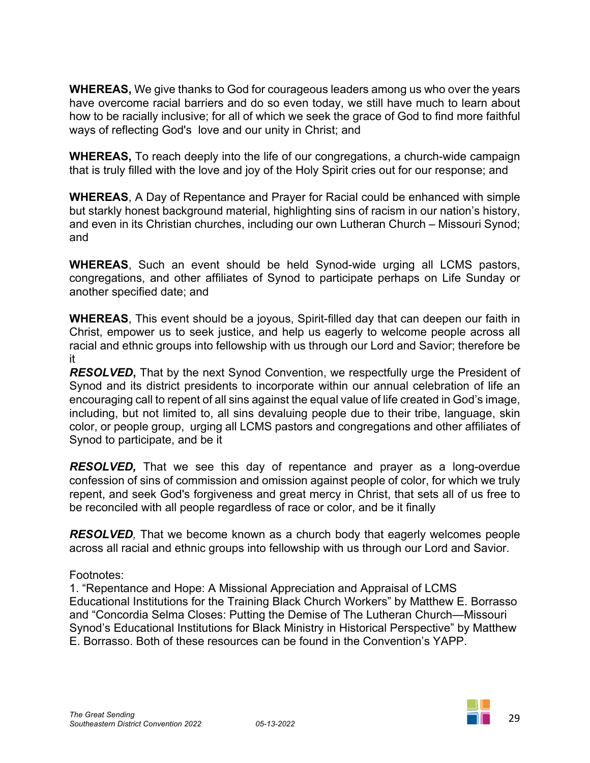**WHEREAS,** We give thanks to God for courageous leaders among us who over the years have overcome racial barriers and do so even today, we still have much to learn about how to be racially inclusive; for all of which we seek the grace of God to find more faithful ways of reflecting God's love and our unity in Christ; and

**WHEREAS,** To reach deeply into the life of our congregations, a church-wide campaign that is truly filled with the love and joy of the Holy Spirit cries out for our response; and

**WHEREAS**, A Day of Repentance and Prayer for Racial could be enhanced with simple but starkly honest background material, highlighting sins of racism in our nation's history, and even in its Christian churches, including our own Lutheran Church – Missouri Synod; and

**WHEREAS**, Such an event should be held Synod-wide urging all LCMS pastors, congregations, and other affiliates of Synod to participate perhaps on Life Sunday or another specified date; and

**WHEREAS**, This event should be a joyous, Spirit-filled day that can deepen our faith in Christ, empower us to seek justice, and help us eagerly to welcome people across all racial and ethnic groups into fellowship with us through our Lord and Savior; therefore be it

***RESOLVED*****,** That by the next Synod Convention, we respectfully urge the President of Synod and its district presidents to incorporate within our annual celebration of life an encouraging call to repent of all sins against the equal value of life created in God's image, including, but not limited to, all sins devaluing people due to their tribe, language, skin color, or people group, urging all LCMS pastors and congregations and other affiliates of Synod to participate, and be it

***RESOLVED,*** That we see this day of repentance and prayer as a long-overdue confession of sins of commission and omission against people of color, for which we truly repent, and seek God's forgiveness and great mercy in Christ, that sets all of us free to be reconciled with all people regardless of race or color, and be it finally

***RESOLVED****,* That we become known as a church body that eagerly welcomes people across all racial and ethnic groups into fellowship with us through our Lord and Savior.

Footnotes:

1. "Repentance and Hope: A Missional Appreciation and Appraisal of LCMS Educational Institutions for the Training Black Church Workers" by Matthew E. Borrasso and "Concordia Selma Closes: Putting the Demise of The Lutheran Church—Missouri Synod's Educational Institutions for Black Ministry in Historical Perspective" by Matthew E. Borrasso. Both of these resources can be found in the Convention's YAPP.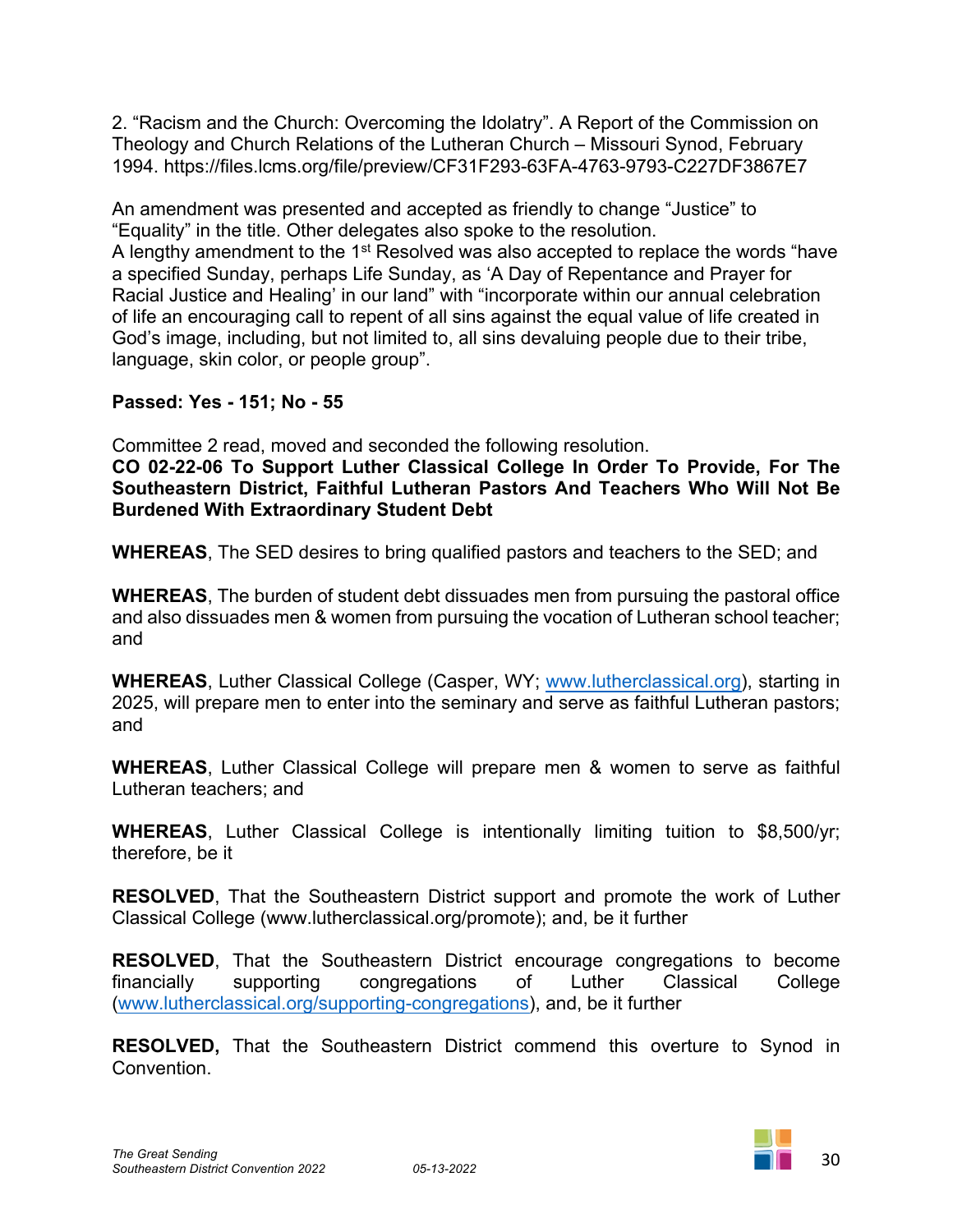2. "Racism and the Church: Overcoming the Idolatry". A Report of the Commission on Theology and Church Relations of the Lutheran Church – Missouri Synod, February 1994. https://files.lcms.org/file/preview/CF31F293-63FA-4763-9793-C227DF3867E7

An amendment was presented and accepted as friendly to change "Justice" to "Equality" in the title. Other delegates also spoke to the resolution.
A lengthy amendment to the 1st Resolved was also accepted to replace the words "have a specified Sunday, perhaps Life Sunday, as 'A Day of Repentance and Prayer for Racial Justice and Healing' in our land" with "incorporate within our annual celebration of life an encouraging call to repent of all sins against the equal value of life created in God's image, including, but not limited to, all sins devaluing people due to their tribe, language, skin color, or people group".

**Passed: Yes - 151; No - 55**

Committee 2 read, moved and seconded the following resolution.
**CO 02-22-06 To Support Luther Classical College In Order To Provide, For The Southeastern District, Faithful Lutheran Pastors And Teachers Who Will Not Be Burdened With Extraordinary Student Debt**

**WHEREAS**, The SED desires to bring qualified pastors and teachers to the SED; and

**WHEREAS**, The burden of student debt dissuades men from pursuing the pastoral office and also dissuades men & women from pursuing the vocation of Lutheran school teacher; and

**WHEREAS**, Luther Classical College (Casper, WY; www.lutherclassical.org), starting in 2025, will prepare men to enter into the seminary and serve as faithful Lutheran pastors; and

**WHEREAS**, Luther Classical College will prepare men & women to serve as faithful Lutheran teachers; and

**WHEREAS**, Luther Classical College is intentionally limiting tuition to $8,500/yr; therefore, be it

**RESOLVED**, That the Southeastern District support and promote the work of Luther Classical College (www.lutherclassical.org/promote); and, be it further

**RESOLVED**, That the Southeastern District encourage congregations to become financially supporting congregations of Luther Classical College (www.lutherclassical.org/supporting-congregations), and, be it further

**RESOLVED,** That the Southeastern District commend this overture to Synod in Convention.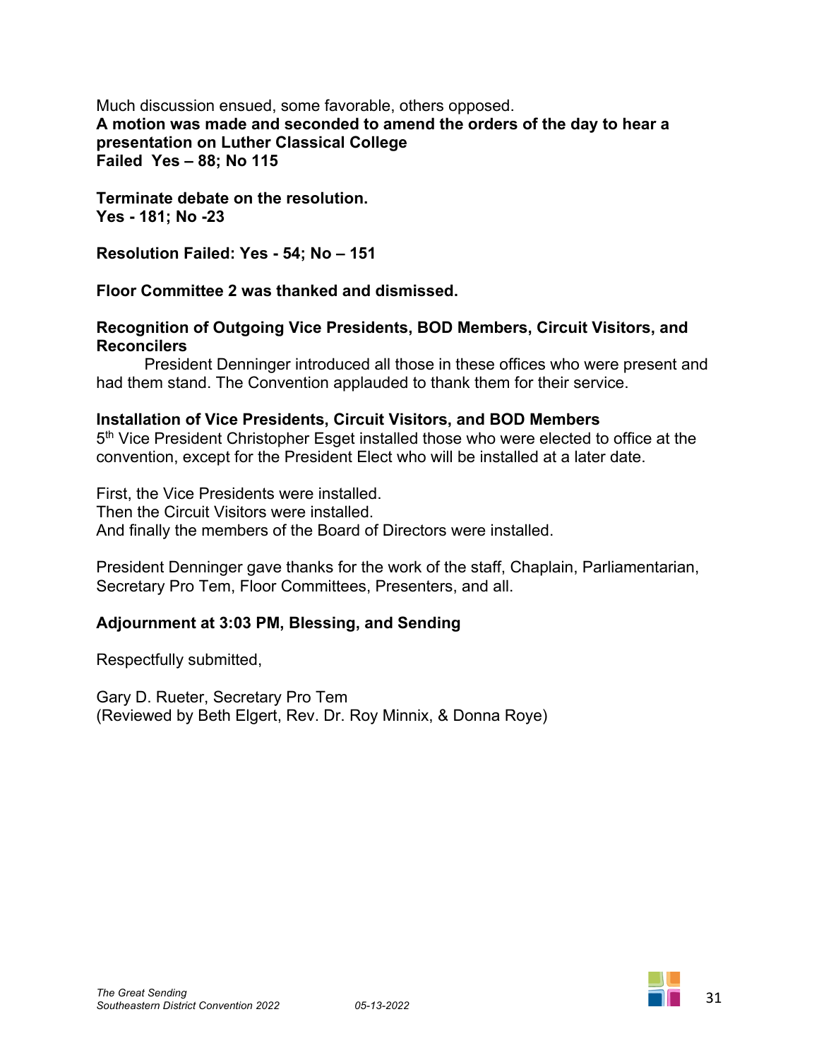Much discussion ensued, some favorable, others opposed.
**A motion was made and seconded to amend the orders of the day to hear a presentation on Luther Classical College**
**Failed Yes – 88; No 115**

**Terminate debate on the resolution.**
**Yes - 181; No -23**

**Resolution Failed: Yes - 54; No – 151**

**Floor Committee 2 was thanked and dismissed.**

**Recognition of Outgoing Vice Presidents, BOD Members, Circuit Visitors, and Reconcilers**

President Denninger introduced all those in these offices who were present and had them stand. The Convention applauded to thank them for their service.

**Installation of Vice Presidents, Circuit Visitors, and BOD Members**

5th Vice President Christopher Esget installed those who were elected to office at the convention, except for the President Elect who will be installed at a later date.

First, the Vice Presidents were installed.
Then the Circuit Visitors were installed.
And finally the members of the Board of Directors were installed.

President Denninger gave thanks for the work of the staff, Chaplain, Parliamentarian, Secretary Pro Tem, Floor Committees, Presenters, and all.

**Adjournment at 3:03 PM, Blessing, and Sending**

Respectfully submitted,

Gary D. Rueter, Secretary Pro Tem
(Reviewed by Beth Elgert, Rev. Dr. Roy Minnix, & Donna Roye)